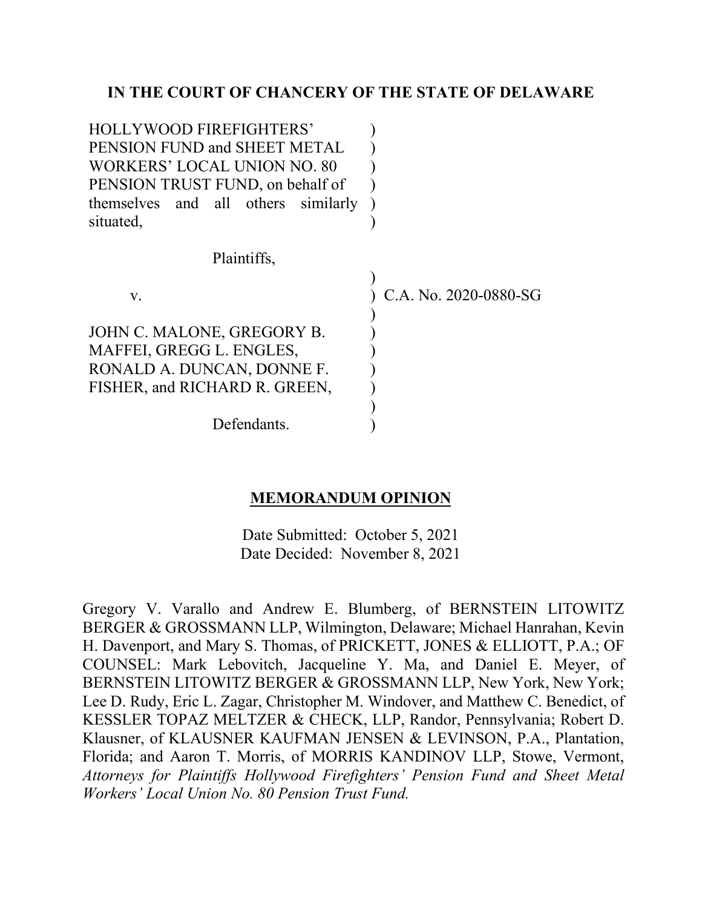**IN THE COURT OF CHANCERY OF THE STATE OF DELAWARE**

HOLLYWOOD FIREFIGHTERS' PENSION FUND and SHEET METAL WORKERS' LOCAL UNION NO. 80 PENSION TRUST FUND, on behalf of themselves and all others similarly situated,

Plaintiffs,

v.

JOHN C. MALONE, GREGORY B. MAFFEI, GREGG L. ENGLES, RONALD A. DUNCAN, DONNE F. FISHER, and RICHARD R. GREEN,

Defendants.

C.A. No. 2020-0880-SG

**MEMORANDUM OPINION**

Date Submitted: October 5, 2021
Date Decided: November 8, 2021

Gregory V. Varallo and Andrew E. Blumberg, of BERNSTEIN LITOWITZ BERGER & GROSSMANN LLP, Wilmington, Delaware; Michael Hanrahan, Kevin H. Davenport, and Mary S. Thomas, of PRICKETT, JONES & ELLIOTT, P.A.; OF COUNSEL: Mark Lebovitch, Jacqueline Y. Ma, and Daniel E. Meyer, of BERNSTEIN LITOWITZ BERGER & GROSSMANN LLP, New York, New York; Lee D. Rudy, Eric L. Zagar, Christopher M. Windover, and Matthew C. Benedict, of KESSLER TOPAZ MELTZER & CHECK, LLP, Randor, Pennsylvania; Robert D. Klausner, of KLAUSNER KAUFMAN JENSEN & LEVINSON, P.A., Plantation, Florida; and Aaron T. Morris, of MORRIS KANDINOV LLP, Stowe, Vermont, *Attorneys for Plaintiffs Hollywood Firefighters' Pension Fund and Sheet Metal Workers' Local Union No. 80 Pension Trust Fund.*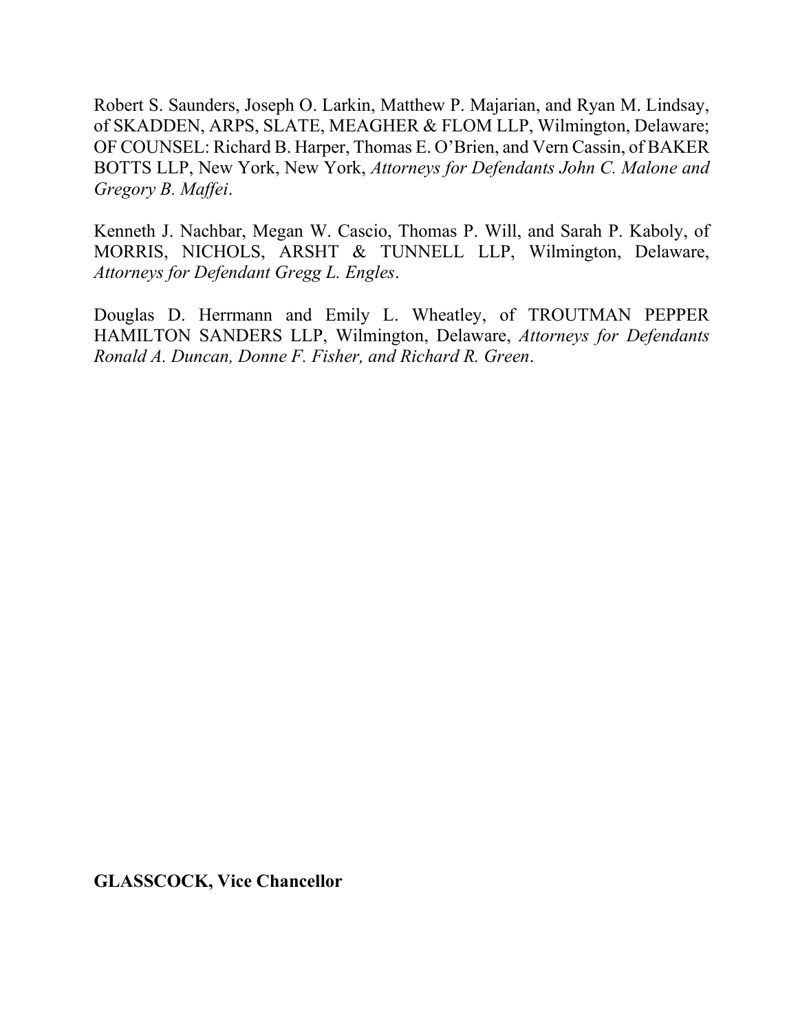Robert S. Saunders, Joseph O. Larkin, Matthew P. Majarian, and Ryan M. Lindsay, of SKADDEN, ARPS, SLATE, MEAGHER & FLOM LLP, Wilmington, Delaware; OF COUNSEL: Richard B. Harper, Thomas E. O'Brien, and Vern Cassin, of BAKER BOTTS LLP, New York, New York, *Attorneys for Defendants John C. Malone and Gregory B. Maffei*.

Kenneth J. Nachbar, Megan W. Cascio, Thomas P. Will, and Sarah P. Kaboly, of MORRIS, NICHOLS, ARSHT & TUNNELL LLP, Wilmington, Delaware, *Attorneys for Defendant Gregg L. Engles*.

Douglas D. Herrmann and Emily L. Wheatley, of TROUTMAN PEPPER HAMILTON SANDERS LLP, Wilmington, Delaware, *Attorneys for Defendants Ronald A. Duncan, Donne F. Fisher, and Richard R. Green*.

**GLASSCOCK, Vice Chancellor**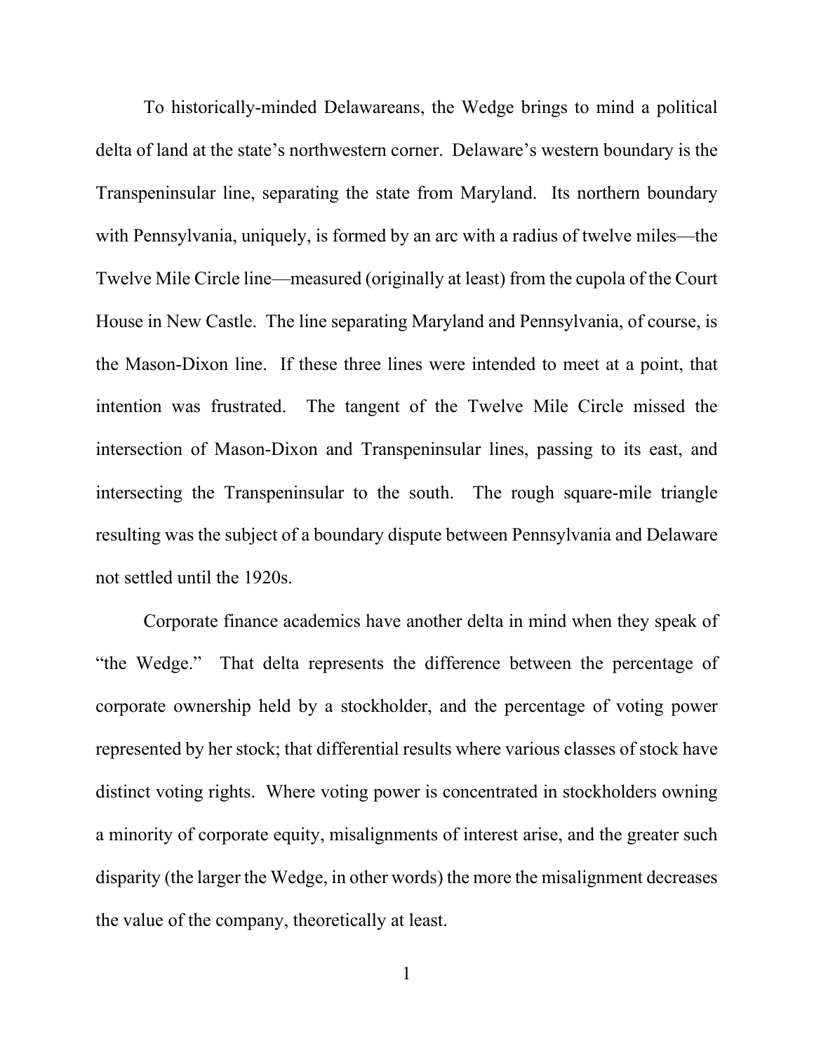To historically-minded Delawareans, the Wedge brings to mind a political delta of land at the state's northwestern corner. Delaware's western boundary is the Transpeninsular line, separating the state from Maryland. Its northern boundary with Pennsylvania, uniquely, is formed by an arc with a radius of twelve miles—the Twelve Mile Circle line—measured (originally at least) from the cupola of the Court House in New Castle. The line separating Maryland and Pennsylvania, of course, is the Mason-Dixon line. If these three lines were intended to meet at a point, that intention was frustrated. The tangent of the Twelve Mile Circle missed the intersection of Mason-Dixon and Transpeninsular lines, passing to its east, and intersecting the Transpeninsular to the south. The rough square-mile triangle resulting was the subject of a boundary dispute between Pennsylvania and Delaware not settled until the 1920s.

Corporate finance academics have another delta in mind when they speak of "the Wedge." That delta represents the difference between the percentage of corporate ownership held by a stockholder, and the percentage of voting power represented by her stock; that differential results where various classes of stock have distinct voting rights. Where voting power is concentrated in stockholders owning a minority of corporate equity, misalignments of interest arise, and the greater such disparity (the larger the Wedge, in other words) the more the misalignment decreases the value of the company, theoretically at least.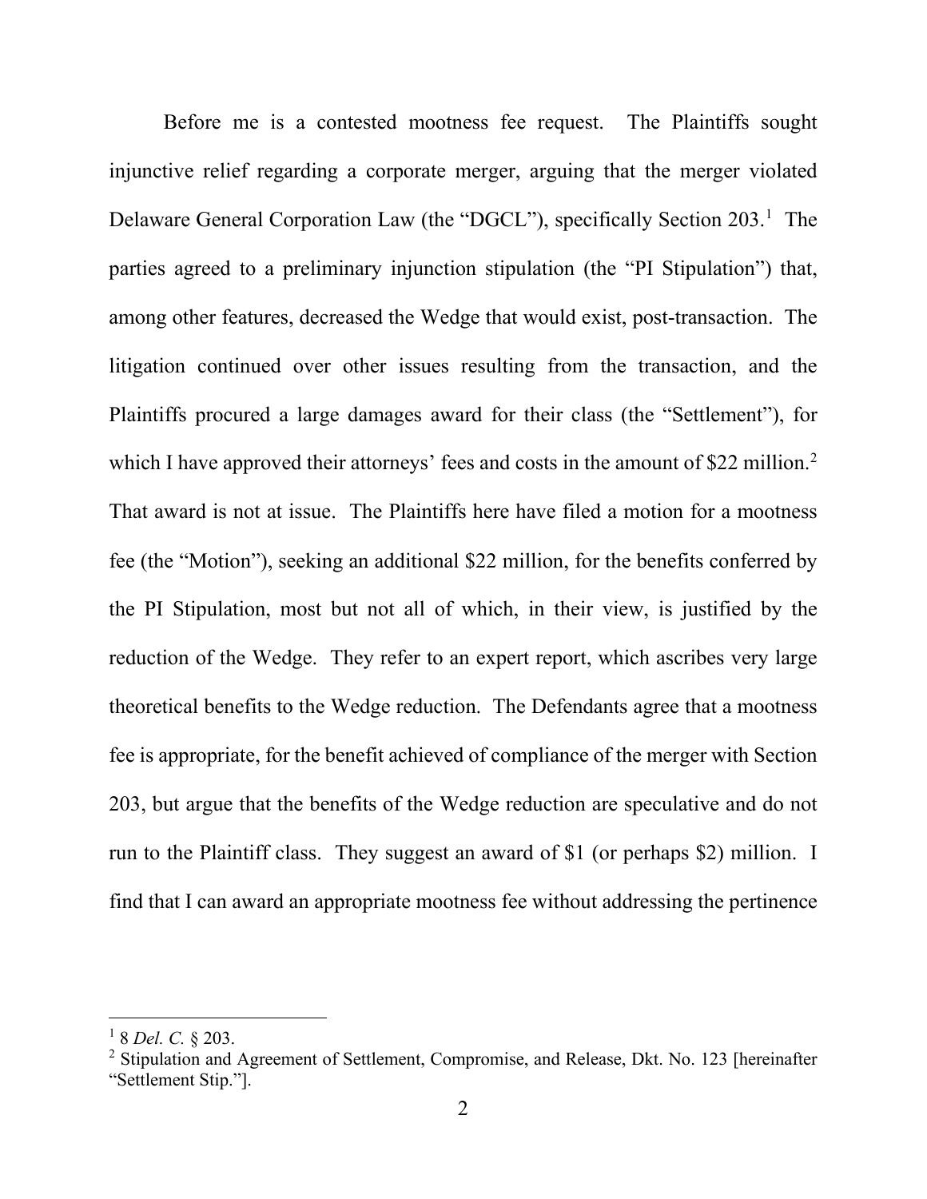Before me is a contested mootness fee request. The Plaintiffs sought injunctive relief regarding a corporate merger, arguing that the merger violated Delaware General Corporation Law (the "DGCL"), specifically Section 203.[1] The parties agreed to a preliminary injunction stipulation (the "PI Stipulation") that, among other features, decreased the Wedge that would exist, post-transaction. The litigation continued over other issues resulting from the transaction, and the Plaintiffs procured a large damages award for their class (the "Settlement"), for which I have approved their attorneys' fees and costs in the amount of $22 million.[2] That award is not at issue. The Plaintiffs here have filed a motion for a mootness fee (the "Motion"), seeking an additional $22 million, for the benefits conferred by the PI Stipulation, most but not all of which, in their view, is justified by the reduction of the Wedge. They refer to an expert report, which ascribes very large theoretical benefits to the Wedge reduction. The Defendants agree that a mootness fee is appropriate, for the benefit achieved of compliance of the merger with Section 203, but argue that the benefits of the Wedge reduction are speculative and do not run to the Plaintiff class. They suggest an award of $1 (or perhaps $2) million. I find that I can award an appropriate mootness fee without addressing the pertinence

---

[1] 8 *Del. C.* § 203.

[2] Stipulation and Agreement of Settlement, Compromise, and Release, Dkt. No. 123 [hereinafter "Settlement Stip."].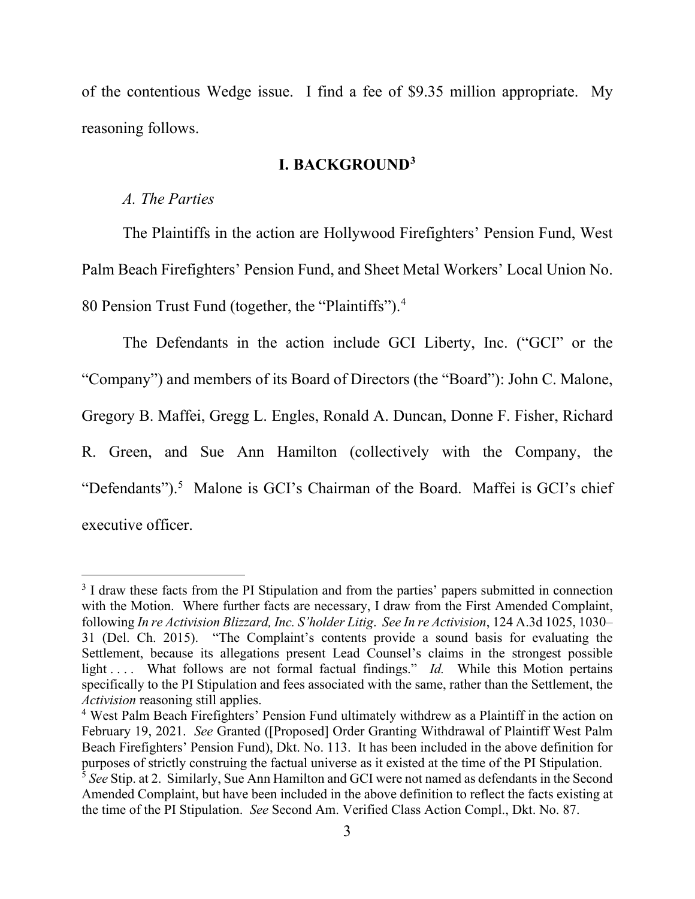of the contentious Wedge issue. I find a fee of $9.35 million appropriate. My reasoning follows.

## I. BACKGROUND[3]

*A. The Parties*

The Plaintiffs in the action are Hollywood Firefighters' Pension Fund, West Palm Beach Firefighters' Pension Fund, and Sheet Metal Workers' Local Union No. 80 Pension Trust Fund (together, the "Plaintiffs").[4]

The Defendants in the action include GCI Liberty, Inc. ("GCI" or the "Company") and members of its Board of Directors (the "Board"): John C. Malone, Gregory B. Maffei, Gregg L. Engles, Ronald A. Duncan, Donne F. Fisher, Richard R. Green, and Sue Ann Hamilton (collectively with the Company, the "Defendants").[5] Malone is GCI's Chairman of the Board. Maffei is GCI's chief executive officer.

---

[3] I draw these facts from the PI Stipulation and from the parties' papers submitted in connection with the Motion. Where further facts are necessary, I draw from the First Amended Complaint, following *In re Activision Blizzard, Inc. S'holder Litig*. *See In re Activision*, 124 A.3d 1025, 1030–31 (Del. Ch. 2015). "The Complaint's contents provide a sound basis for evaluating the Settlement, because its allegations present Lead Counsel's claims in the strongest possible light . . . . What follows are not formal factual findings." *Id.* While this Motion pertains specifically to the PI Stipulation and fees associated with the same, rather than the Settlement, the *Activision* reasoning still applies.

[4] West Palm Beach Firefighters' Pension Fund ultimately withdrew as a Plaintiff in the action on February 19, 2021. *See* Granted ([Proposed] Order Granting Withdrawal of Plaintiff West Palm Beach Firefighters' Pension Fund), Dkt. No. 113. It has been included in the above definition for purposes of strictly construing the factual universe as it existed at the time of the PI Stipulation.

[5] *See* Stip. at 2. Similarly, Sue Ann Hamilton and GCI were not named as defendants in the Second Amended Complaint, but have been included in the above definition to reflect the facts existing at the time of the PI Stipulation. *See* Second Am. Verified Class Action Compl., Dkt. No. 87.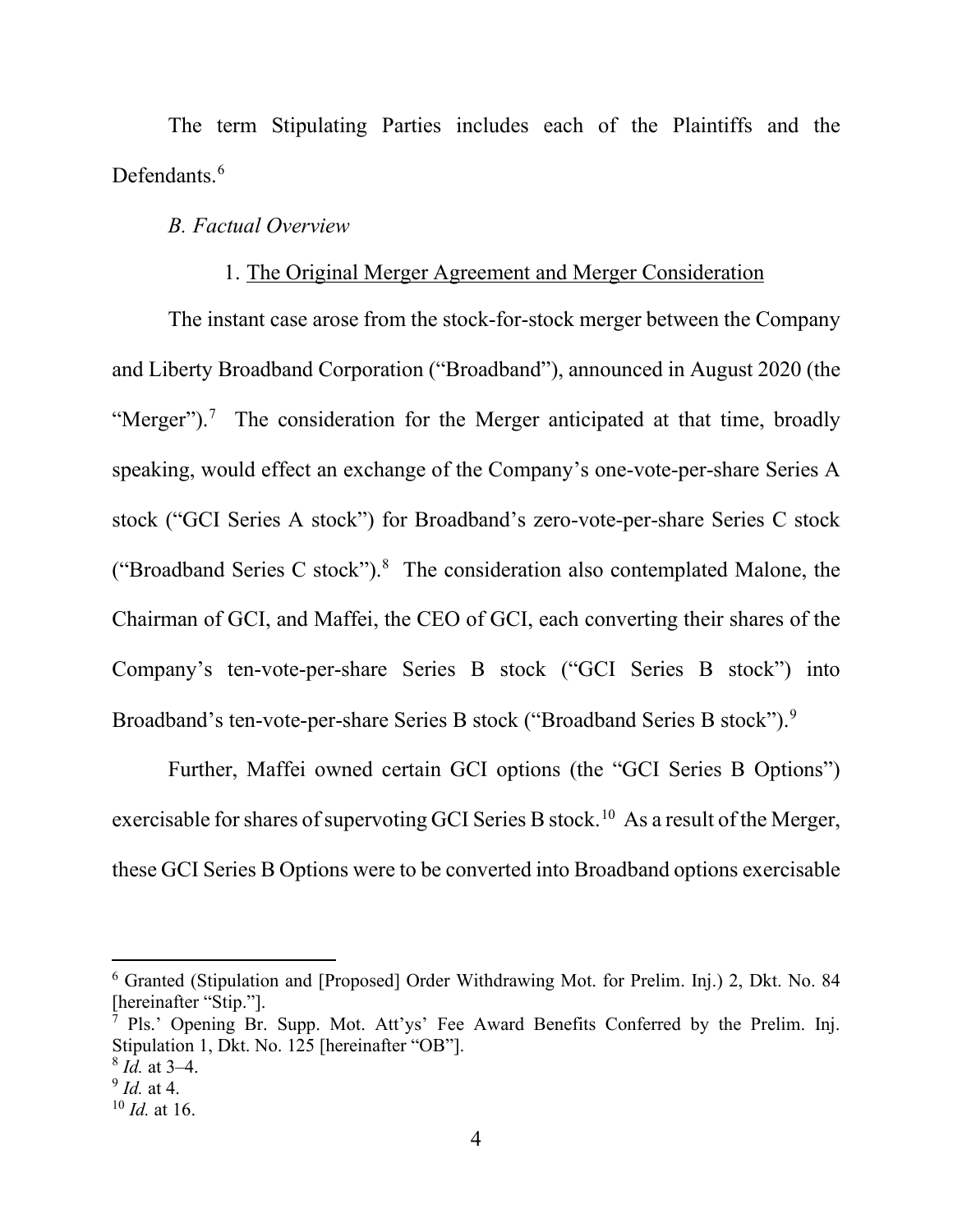The term Stipulating Parties includes each of the Plaintiffs and the Defendants.[6]

*B. Factual Overview*

1. The Original Merger Agreement and Merger Consideration

The instant case arose from the stock-for-stock merger between the Company and Liberty Broadband Corporation ("Broadband"), announced in August 2020 (the "Merger").[7] The consideration for the Merger anticipated at that time, broadly speaking, would effect an exchange of the Company's one-vote-per-share Series A stock ("GCI Series A stock") for Broadband's zero-vote-per-share Series C stock ("Broadband Series C stock").[8] The consideration also contemplated Malone, the Chairman of GCI, and Maffei, the CEO of GCI, each converting their shares of the Company's ten-vote-per-share Series B stock ("GCI Series B stock") into Broadband's ten-vote-per-share Series B stock ("Broadband Series B stock").[9]

Further, Maffei owned certain GCI options (the "GCI Series B Options") exercisable for shares of supervoting GCI Series B stock.[10] As a result of the Merger, these GCI Series B Options were to be converted into Broadband options exercisable

---

[6] Granted (Stipulation and [Proposed] Order Withdrawing Mot. for Prelim. Inj.) 2, Dkt. No. 84 [hereinafter "Stip."].

[7] Pls.' Opening Br. Supp. Mot. Att'ys' Fee Award Benefits Conferred by the Prelim. Inj. Stipulation 1, Dkt. No. 125 [hereinafter "OB"].

[8] *Id.* at 3–4.

[9] *Id.* at 4.

[10] *Id.* at 16.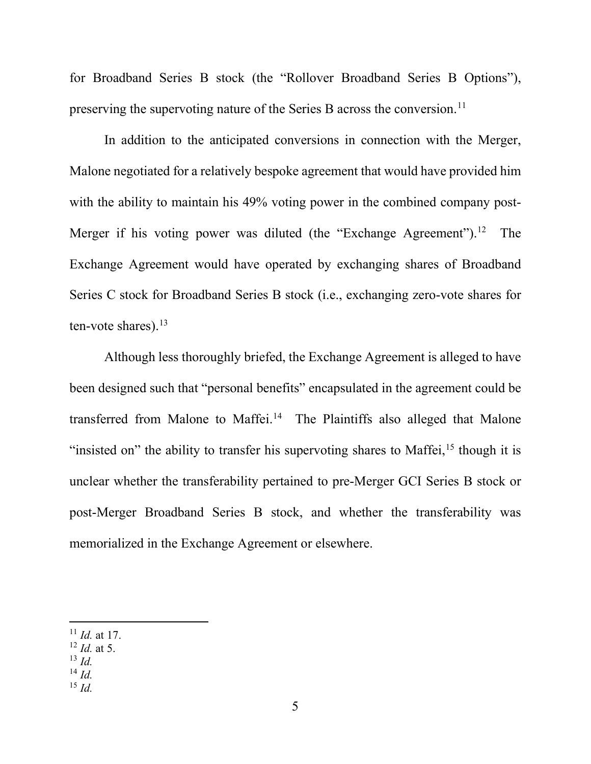for Broadband Series B stock (the "Rollover Broadband Series B Options"), preserving the supervoting nature of the Series B across the conversion.[11]

In addition to the anticipated conversions in connection with the Merger, Malone negotiated for a relatively bespoke agreement that would have provided him with the ability to maintain his 49% voting power in the combined company post-Merger if his voting power was diluted (the "Exchange Agreement").[12] The Exchange Agreement would have operated by exchanging shares of Broadband Series C stock for Broadband Series B stock (i.e., exchanging zero-vote shares for ten-vote shares).[13]

Although less thoroughly briefed, the Exchange Agreement is alleged to have been designed such that "personal benefits" encapsulated in the agreement could be transferred from Malone to Maffei.[14] The Plaintiffs also alleged that Malone "insisted on" the ability to transfer his supervoting shares to Maffei,[15] though it is unclear whether the transferability pertained to pre-Merger GCI Series B stock or post-Merger Broadband Series B stock, and whether the transferability was memorialized in the Exchange Agreement or elsewhere.

---

[11] *Id.* at 17.
[12] *Id.* at 5.
[13] *Id.*
[14] *Id.*
[15] *Id.*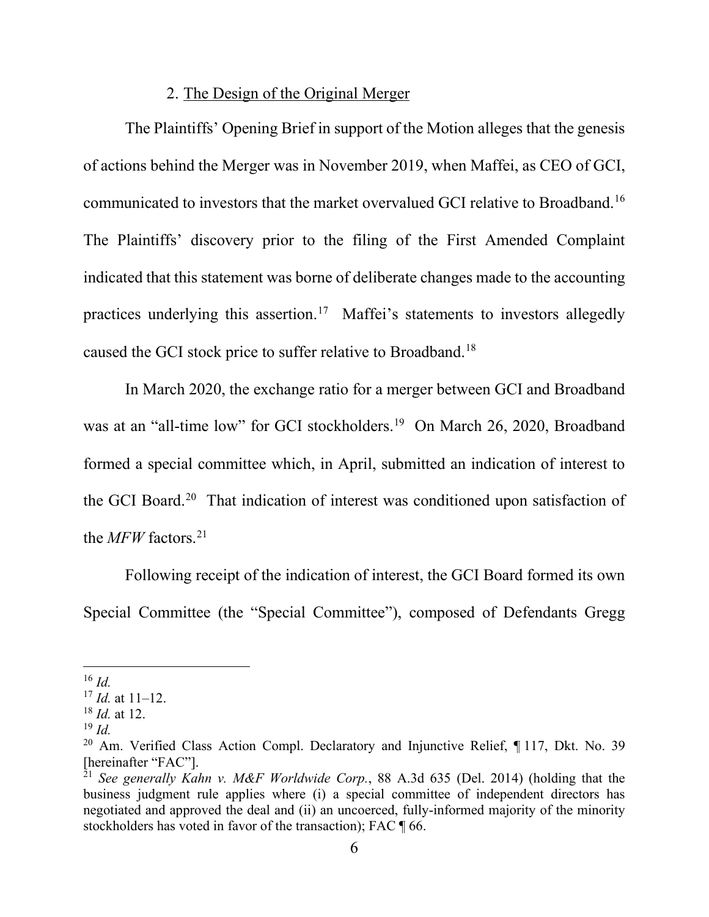### 2. The Design of the Original Merger

The Plaintiffs' Opening Brief in support of the Motion alleges that the genesis of actions behind the Merger was in November 2019, when Maffei, as CEO of GCI, communicated to investors that the market overvalued GCI relative to Broadband.[16] The Plaintiffs' discovery prior to the filing of the First Amended Complaint indicated that this statement was borne of deliberate changes made to the accounting practices underlying this assertion.[17] Maffei's statements to investors allegedly caused the GCI stock price to suffer relative to Broadband.[18]

In March 2020, the exchange ratio for a merger between GCI and Broadband was at an "all-time low" for GCI stockholders.[19] On March 26, 2020, Broadband formed a special committee which, in April, submitted an indication of interest to the GCI Board.[20] That indication of interest was conditioned upon satisfaction of the *MFW* factors.[21]

Following receipt of the indication of interest, the GCI Board formed its own Special Committee (the "Special Committee"), composed of Defendants Gregg

---

[16] *Id.*

[17] *Id.* at 11–12.

[18] *Id.* at 12.

[19] *Id.*

[20] Am. Verified Class Action Compl. Declaratory and Injunctive Relief, ¶ 117, Dkt. No. 39 [hereinafter "FAC"].

[21] *See generally Kahn v. M&F Worldwide Corp.*, 88 A.3d 635 (Del. 2014) (holding that the business judgment rule applies where (i) a special committee of independent directors has negotiated and approved the deal and (ii) an uncoerced, fully-informed majority of the minority stockholders has voted in favor of the transaction); FAC ¶ 66.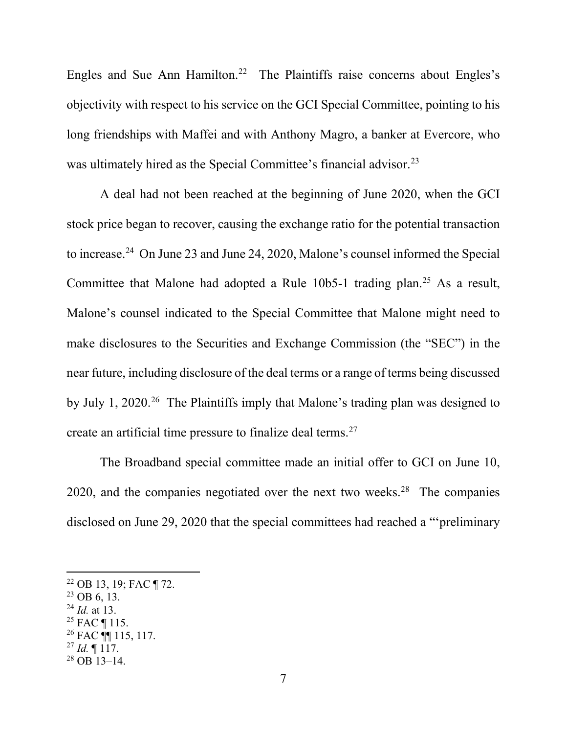Engles and Sue Ann Hamilton.[22] The Plaintiffs raise concerns about Engles's objectivity with respect to his service on the GCI Special Committee, pointing to his long friendships with Maffei and with Anthony Magro, a banker at Evercore, who was ultimately hired as the Special Committee's financial advisor.[23]

A deal had not been reached at the beginning of June 2020, when the GCI stock price began to recover, causing the exchange ratio for the potential transaction to increase.[24] On June 23 and June 24, 2020, Malone's counsel informed the Special Committee that Malone had adopted a Rule 10b5-1 trading plan.[25] As a result, Malone's counsel indicated to the Special Committee that Malone might need to make disclosures to the Securities and Exchange Commission (the "SEC") in the near future, including disclosure of the deal terms or a range of terms being discussed by July 1, 2020.[26] The Plaintiffs imply that Malone's trading plan was designed to create an artificial time pressure to finalize deal terms.[27]

The Broadband special committee made an initial offer to GCI on June 10, 2020, and the companies negotiated over the next two weeks.[28] The companies disclosed on June 29, 2020 that the special committees had reached a "'preliminary

---

[22] OB 13, 19; FAC ¶ 72.
[23] OB 6, 13.
[24] *Id.* at 13.
[25] FAC ¶ 115.
[26] FAC ¶¶ 115, 117.
[27] *Id.* ¶ 117.
[28] OB 13–14.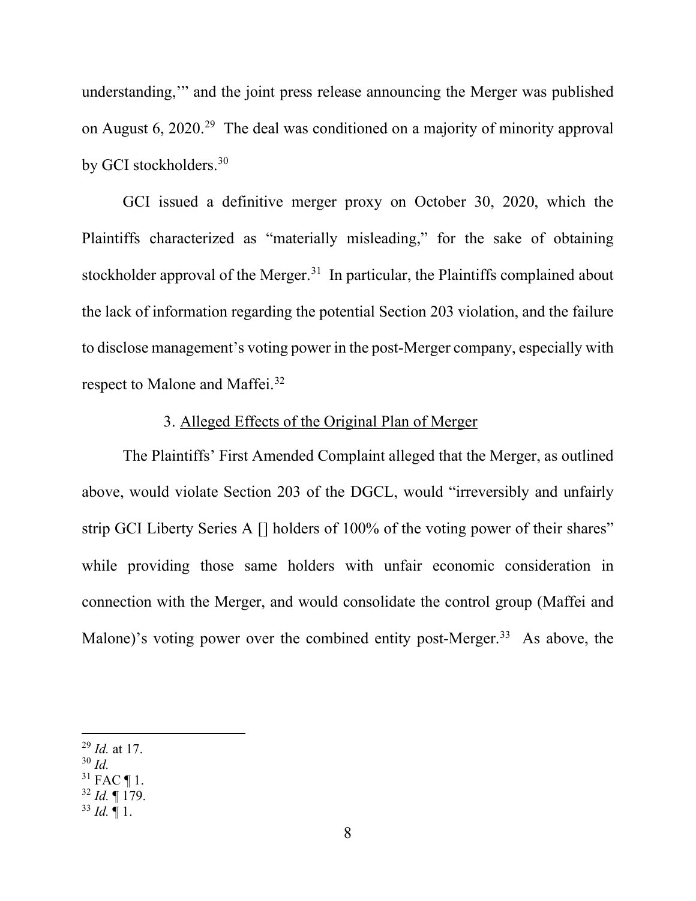understanding,'" and the joint press release announcing the Merger was published on August 6, 2020.[29] The deal was conditioned on a majority of minority approval by GCI stockholders.[30]

GCI issued a definitive merger proxy on October 30, 2020, which the Plaintiffs characterized as "materially misleading," for the sake of obtaining stockholder approval of the Merger.[31] In particular, the Plaintiffs complained about the lack of information regarding the potential Section 203 violation, and the failure to disclose management's voting power in the post-Merger company, especially with respect to Malone and Maffei.[32]

3. Alleged Effects of the Original Plan of Merger

The Plaintiffs' First Amended Complaint alleged that the Merger, as outlined above, would violate Section 203 of the DGCL, would "irreversibly and unfairly strip GCI Liberty Series A [] holders of 100% of the voting power of their shares" while providing those same holders with unfair economic consideration in connection with the Merger, and would consolidate the control group (Maffei and Malone)'s voting power over the combined entity post-Merger.[33] As above, the

---

[29] *Id.* at 17.
[30] *Id.*
[31] FAC ¶ 1.
[32] *Id.* ¶ 179.
[33] *Id.* ¶ 1.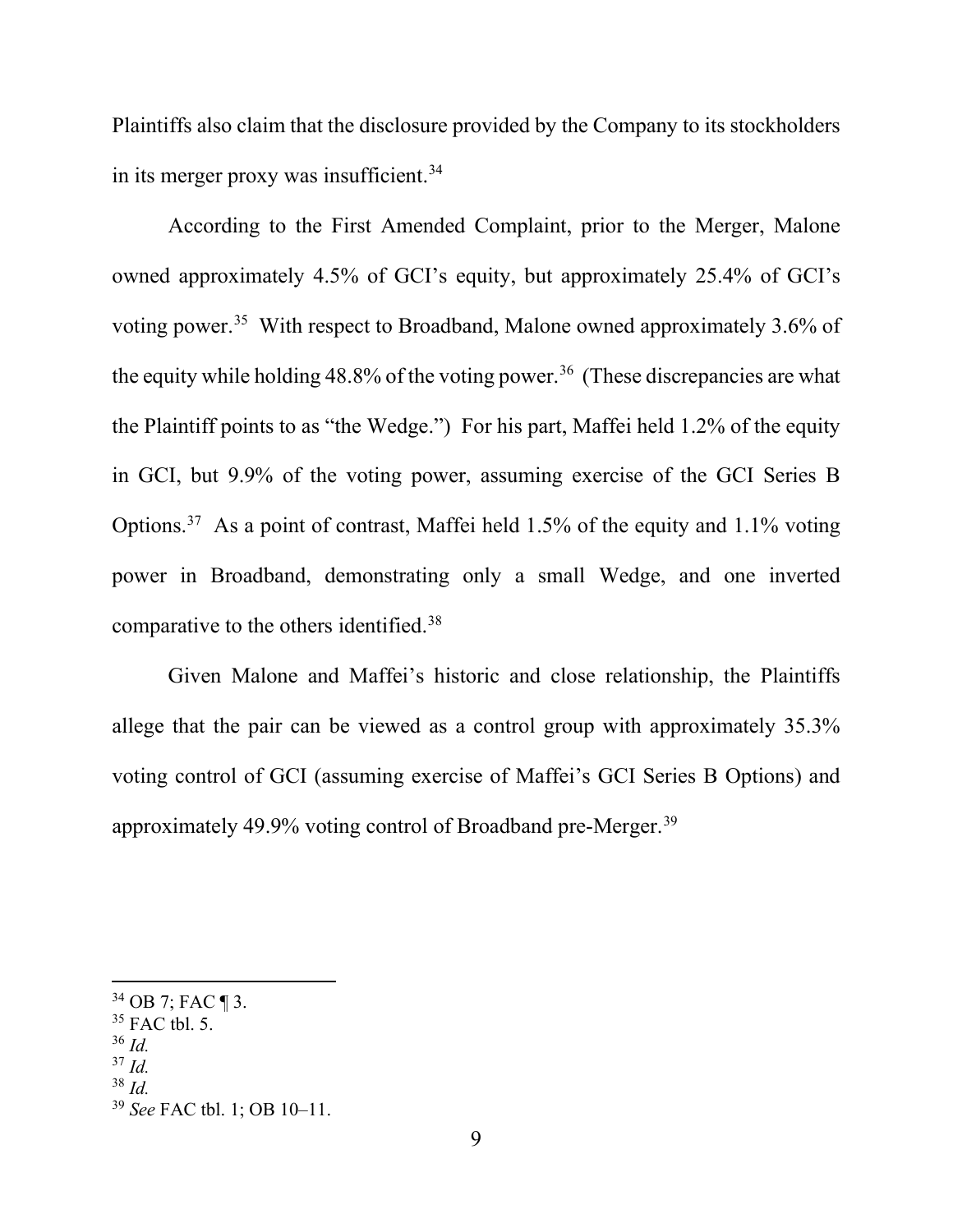Plaintiffs also claim that the disclosure provided by the Company to its stockholders in its merger proxy was insufficient.[34]

According to the First Amended Complaint, prior to the Merger, Malone owned approximately 4.5% of GCI's equity, but approximately 25.4% of GCI's voting power.[35] With respect to Broadband, Malone owned approximately 3.6% of the equity while holding 48.8% of the voting power.[36] (These discrepancies are what the Plaintiff points to as "the Wedge.") For his part, Maffei held 1.2% of the equity in GCI, but 9.9% of the voting power, assuming exercise of the GCI Series B Options.[37] As a point of contrast, Maffei held 1.5% of the equity and 1.1% voting power in Broadband, demonstrating only a small Wedge, and one inverted comparative to the others identified.[38]

Given Malone and Maffei's historic and close relationship, the Plaintiffs allege that the pair can be viewed as a control group with approximately 35.3% voting control of GCI (assuming exercise of Maffei's GCI Series B Options) and approximately 49.9% voting control of Broadband pre-Merger.[39]

---

[34] OB 7; FAC ¶ 3.

[35] FAC tbl. 5.

[36] *Id.*

[37] *Id.*

[38] *Id.*

[39] *See* FAC tbl. 1; OB 10–11.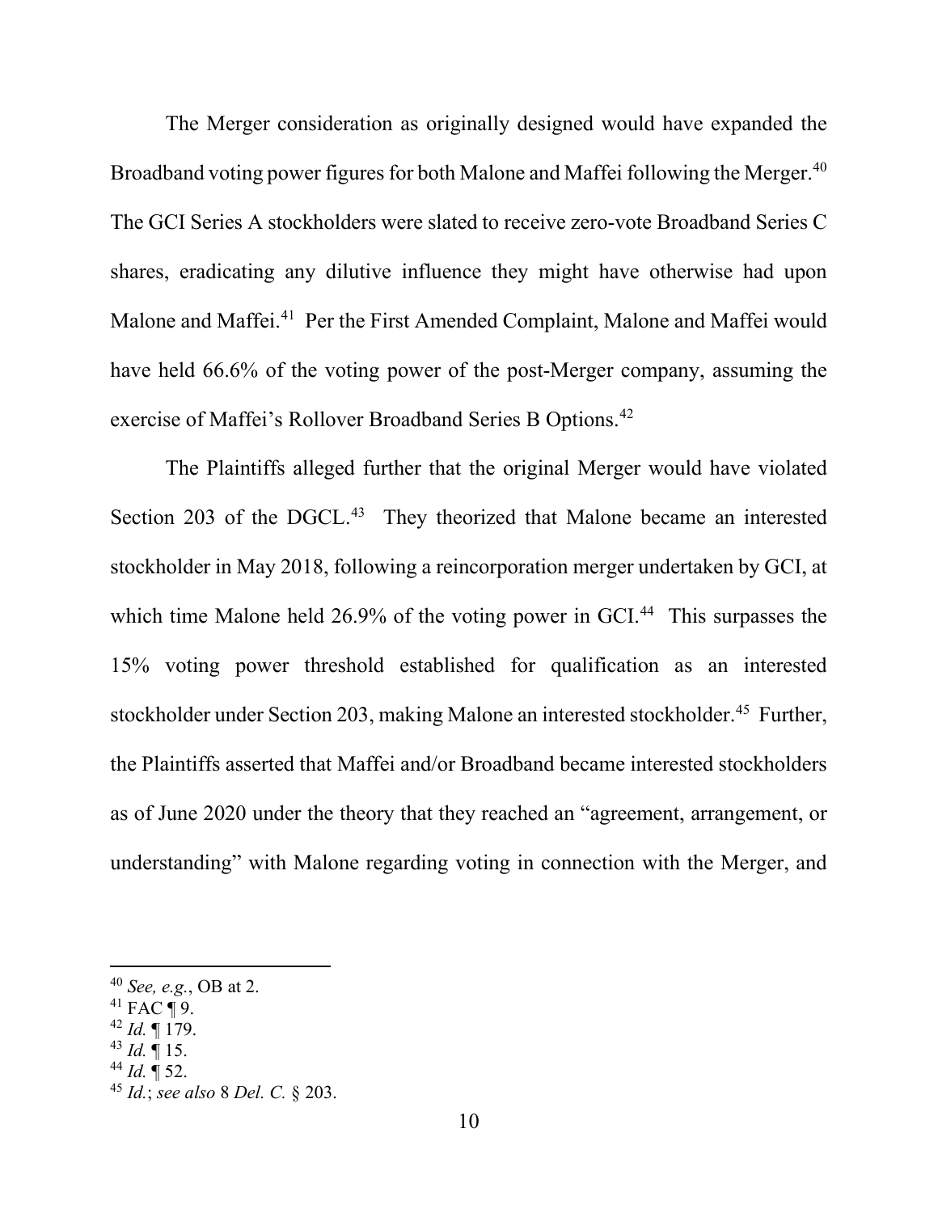The Merger consideration as originally designed would have expanded the Broadband voting power figures for both Malone and Maffei following the Merger.[40] The GCI Series A stockholders were slated to receive zero-vote Broadband Series C shares, eradicating any dilutive influence they might have otherwise had upon Malone and Maffei.[41] Per the First Amended Complaint, Malone and Maffei would have held 66.6% of the voting power of the post-Merger company, assuming the exercise of Maffei's Rollover Broadband Series B Options.[42]

The Plaintiffs alleged further that the original Merger would have violated Section 203 of the DGCL.[43] They theorized that Malone became an interested stockholder in May 2018, following a reincorporation merger undertaken by GCI, at which time Malone held 26.9% of the voting power in GCI.[44] This surpasses the 15% voting power threshold established for qualification as an interested stockholder under Section 203, making Malone an interested stockholder.[45] Further, the Plaintiffs asserted that Maffei and/or Broadband became interested stockholders as of June 2020 under the theory that they reached an "agreement, arrangement, or understanding" with Malone regarding voting in connection with the Merger, and

---

[40] *See, e.g.*, OB at 2.

[41] FAC ¶ 9.

[42] *Id.* ¶ 179.

[43] *Id.* ¶ 15.

[44] *Id.* ¶ 52.

[45] *Id.*; *see also* 8 *Del. C.* § 203.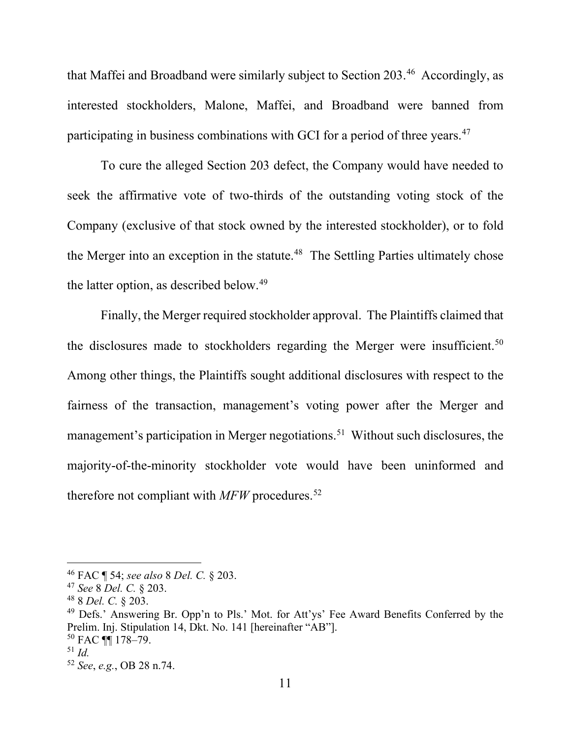that Maffei and Broadband were similarly subject to Section 203.[46] Accordingly, as interested stockholders, Malone, Maffei, and Broadband were banned from participating in business combinations with GCI for a period of three years.[47]

To cure the alleged Section 203 defect, the Company would have needed to seek the affirmative vote of two-thirds of the outstanding voting stock of the Company (exclusive of that stock owned by the interested stockholder), or to fold the Merger into an exception in the statute.[48] The Settling Parties ultimately chose the latter option, as described below.[49]

Finally, the Merger required stockholder approval. The Plaintiffs claimed that the disclosures made to stockholders regarding the Merger were insufficient.[50] Among other things, the Plaintiffs sought additional disclosures with respect to the fairness of the transaction, management's voting power after the Merger and management's participation in Merger negotiations.[51] Without such disclosures, the majority-of-the-minority stockholder vote would have been uninformed and therefore not compliant with *MFW* procedures.[52]

---

[46] FAC ¶ 54; *see also* 8 *Del. C.* § 203.

[47] *See* 8 *Del. C.* § 203.

[48] 8 *Del. C.* § 203.

[49] Defs.' Answering Br. Opp'n to Pls.' Mot. for Att'ys' Fee Award Benefits Conferred by the Prelim. Inj. Stipulation 14, Dkt. No. 141 [hereinafter "AB"].

[50] FAC ¶¶ 178–79.

[51] *Id.*

[52] *See*, *e.g.*, OB 28 n.74.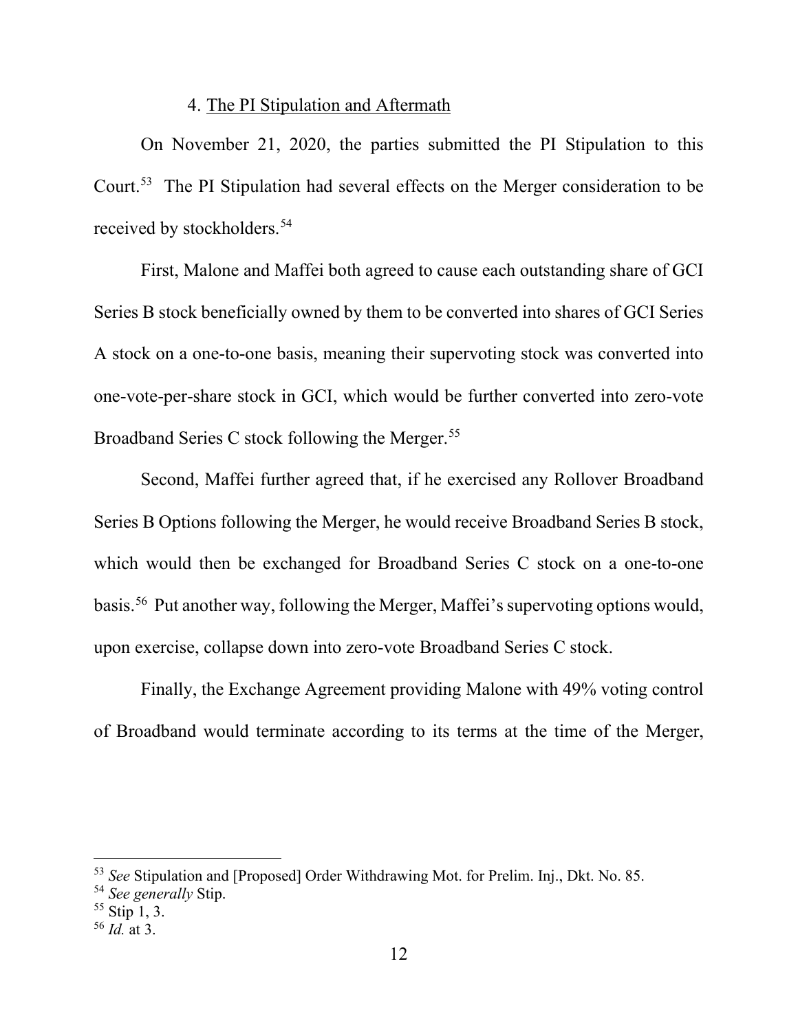#### 4. The PI Stipulation and Aftermath

On November 21, 2020, the parties submitted the PI Stipulation to this Court.[53] The PI Stipulation had several effects on the Merger consideration to be received by stockholders.[54]

First, Malone and Maffei both agreed to cause each outstanding share of GCI Series B stock beneficially owned by them to be converted into shares of GCI Series A stock on a one-to-one basis, meaning their supervoting stock was converted into one-vote-per-share stock in GCI, which would be further converted into zero-vote Broadband Series C stock following the Merger.[55]

Second, Maffei further agreed that, if he exercised any Rollover Broadband Series B Options following the Merger, he would receive Broadband Series B stock, which would then be exchanged for Broadband Series C stock on a one-to-one basis.[56] Put another way, following the Merger, Maffei's supervoting options would, upon exercise, collapse down into zero-vote Broadband Series C stock.

Finally, the Exchange Agreement providing Malone with 49% voting control of Broadband would terminate according to its terms at the time of the Merger,

---

[53] *See* Stipulation and [Proposed] Order Withdrawing Mot. for Prelim. Inj., Dkt. No. 85.

[54] *See generally* Stip.

[55] Stip 1, 3.

[56] *Id.* at 3.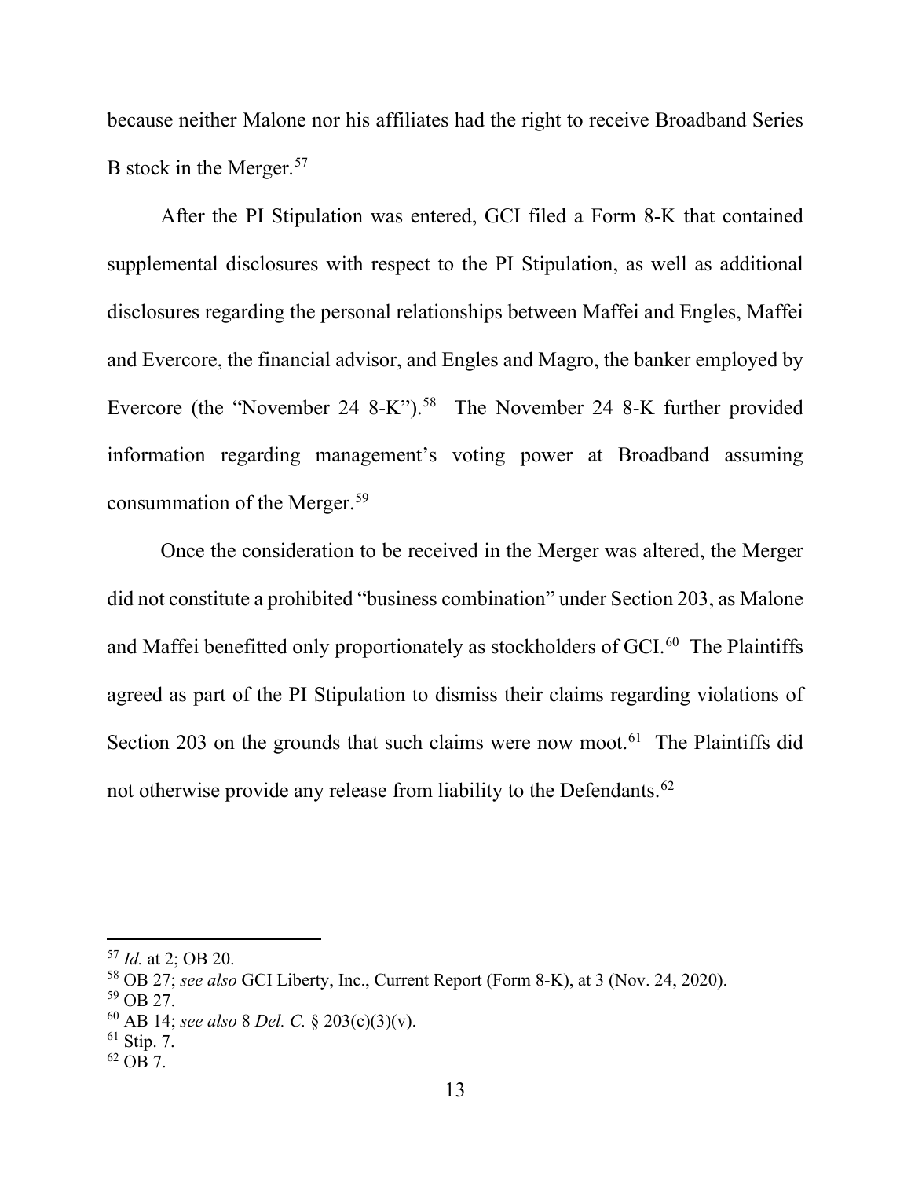because neither Malone nor his affiliates had the right to receive Broadband Series B stock in the Merger.[57]

After the PI Stipulation was entered, GCI filed a Form 8-K that contained supplemental disclosures with respect to the PI Stipulation, as well as additional disclosures regarding the personal relationships between Maffei and Engles, Maffei and Evercore, the financial advisor, and Engles and Magro, the banker employed by Evercore (the "November 24 8-K").[58] The November 24 8-K further provided information regarding management's voting power at Broadband assuming consummation of the Merger.[59]

Once the consideration to be received in the Merger was altered, the Merger did not constitute a prohibited "business combination" under Section 203, as Malone and Maffei benefitted only proportionately as stockholders of GCI.[60] The Plaintiffs agreed as part of the PI Stipulation to dismiss their claims regarding violations of Section 203 on the grounds that such claims were now moot.[61] The Plaintiffs did not otherwise provide any release from liability to the Defendants.[62]

---

[57] *Id.* at 2; OB 20.

[58] OB 27; *see also* GCI Liberty, Inc., Current Report (Form 8-K), at 3 (Nov. 24, 2020).

[59] OB 27.

[60] AB 14; *see also* 8 *Del. C.* § 203(c)(3)(v).

[61] Stip. 7.

[62] OB 7.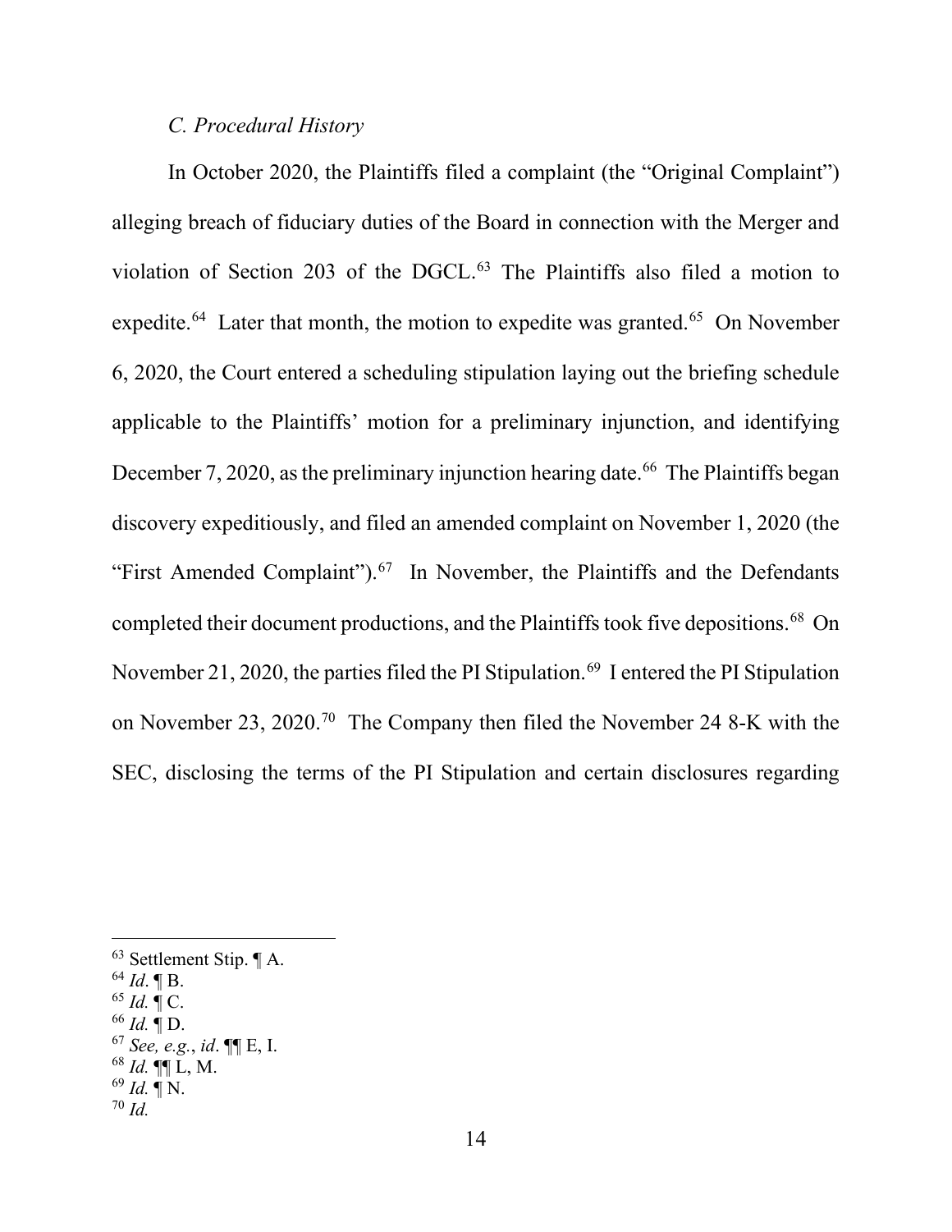### *C. Procedural History*

In October 2020, the Plaintiffs filed a complaint (the "Original Complaint") alleging breach of fiduciary duties of the Board in connection with the Merger and violation of Section 203 of the DGCL.[63] The Plaintiffs also filed a motion to expedite.[64] Later that month, the motion to expedite was granted.[65] On November 6, 2020, the Court entered a scheduling stipulation laying out the briefing schedule applicable to the Plaintiffs' motion for a preliminary injunction, and identifying December 7, 2020, as the preliminary injunction hearing date.[66] The Plaintiffs began discovery expeditiously, and filed an amended complaint on November 1, 2020 (the "First Amended Complaint").[67] In November, the Plaintiffs and the Defendants completed their document productions, and the Plaintiffs took five depositions.[68] On November 21, 2020, the parties filed the PI Stipulation.[69] I entered the PI Stipulation on November 23, 2020.[70] The Company then filed the November 24 8-K with the SEC, disclosing the terms of the PI Stipulation and certain disclosures regarding

---

[63] Settlement Stip. ¶ A.

[64] *Id*. ¶ B.

[65] *Id.* ¶ C.

[66] *Id.* ¶ D.

[67] *See, e.g.*, *id*. ¶¶ E, I.

[68] *Id.* ¶¶ L, M.

[69] *Id.* ¶ N.

[70] *Id.*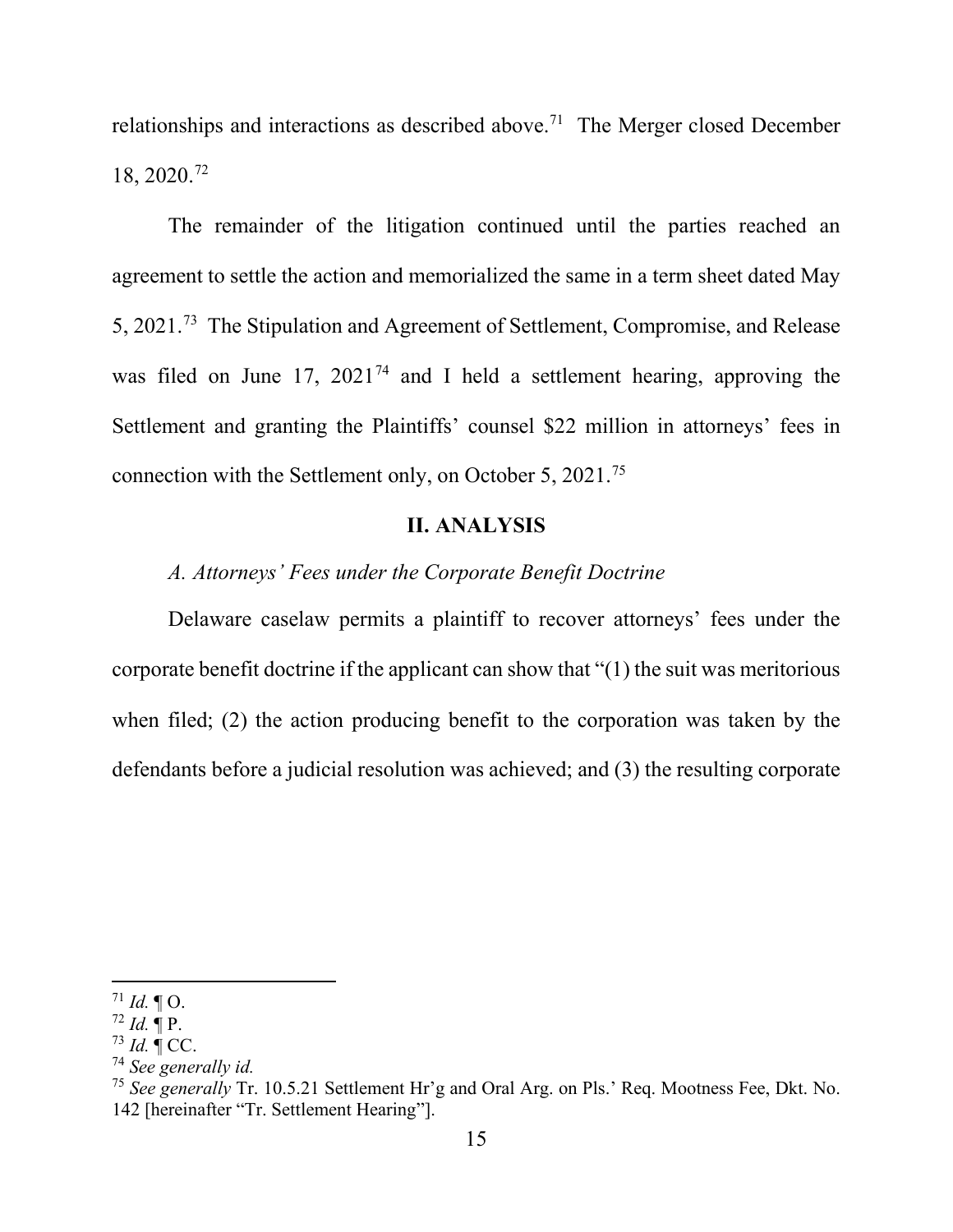relationships and interactions as described above.[71] The Merger closed December 18, 2020.[72]

The remainder of the litigation continued until the parties reached an agreement to settle the action and memorialized the same in a term sheet dated May 5, 2021.[73] The Stipulation and Agreement of Settlement, Compromise, and Release was filed on June 17, 2021[74] and I held a settlement hearing, approving the Settlement and granting the Plaintiffs' counsel $22 million in attorneys' fees in connection with the Settlement only, on October 5, 2021.[75]

## II. ANALYSIS

### *A. Attorneys' Fees under the Corporate Benefit Doctrine*

Delaware caselaw permits a plaintiff to recover attorneys' fees under the corporate benefit doctrine if the applicant can show that "(1) the suit was meritorious when filed; (2) the action producing benefit to the corporation was taken by the defendants before a judicial resolution was achieved; and (3) the resulting corporate

---

[71] *Id.* ¶ O.

[72] *Id.* ¶ P.

[73] *Id.* ¶ CC.

[74] *See generally id.*

[75] *See generally* Tr. 10.5.21 Settlement Hr'g and Oral Arg. on Pls.' Req. Mootness Fee, Dkt. No. 142 [hereinafter "Tr. Settlement Hearing"].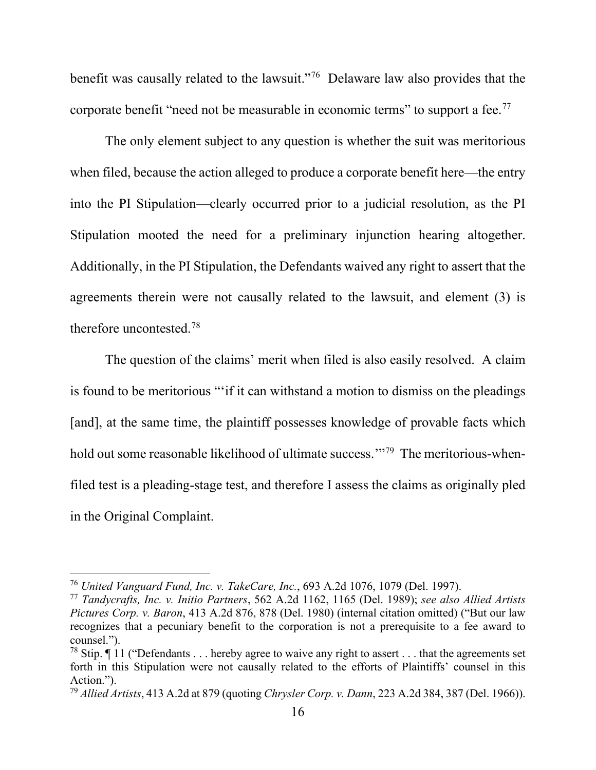benefit was causally related to the lawsuit."[76] Delaware law also provides that the corporate benefit "need not be measurable in economic terms" to support a fee.[77]

The only element subject to any question is whether the suit was meritorious when filed, because the action alleged to produce a corporate benefit here—the entry into the PI Stipulation—clearly occurred prior to a judicial resolution, as the PI Stipulation mooted the need for a preliminary injunction hearing altogether. Additionally, in the PI Stipulation, the Defendants waived any right to assert that the agreements therein were not causally related to the lawsuit, and element (3) is therefore uncontested.[78]

The question of the claims' merit when filed is also easily resolved. A claim is found to be meritorious "'if it can withstand a motion to dismiss on the pleadings [and], at the same time, the plaintiff possesses knowledge of provable facts which hold out some reasonable likelihood of ultimate success.'"[79] The meritorious-when-filed test is a pleading-stage test, and therefore I assess the claims as originally pled in the Original Complaint.

---

[76] *United Vanguard Fund, Inc. v. TakeCare, Inc.*, 693 A.2d 1076, 1079 (Del. 1997).

[77] *Tandycrafts, Inc. v. Initio Partners*, 562 A.2d 1162, 1165 (Del. 1989); *see also Allied Artists Pictures Corp. v. Baron*, 413 A.2d 876, 878 (Del. 1980) (internal citation omitted) ("But our law recognizes that a pecuniary benefit to the corporation is not a prerequisite to a fee award to counsel.").

[78] Stip. ¶ 11 ("Defendants . . . hereby agree to waive any right to assert . . . that the agreements set forth in this Stipulation were not causally related to the efforts of Plaintiffs' counsel in this Action.").

[79] *Allied Artists*, 413 A.2d at 879 (quoting *Chrysler Corp. v. Dann*, 223 A.2d 384, 387 (Del. 1966)).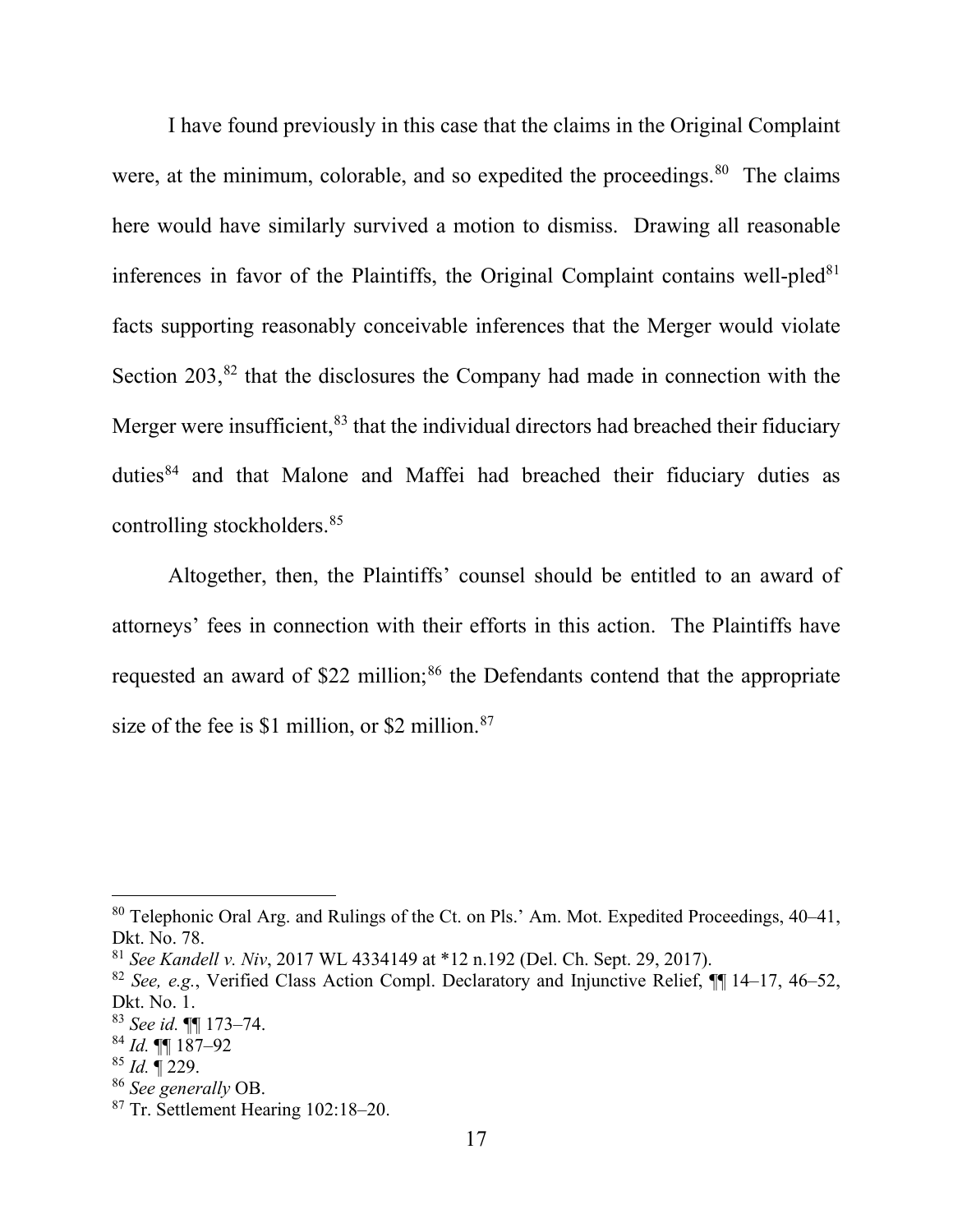I have found previously in this case that the claims in the Original Complaint were, at the minimum, colorable, and so expedited the proceedings.[80] The claims here would have similarly survived a motion to dismiss. Drawing all reasonable inferences in favor of the Plaintiffs, the Original Complaint contains well-pled[81] facts supporting reasonably conceivable inferences that the Merger would violate Section 203,[82] that the disclosures the Company had made in connection with the Merger were insufficient,[83] that the individual directors had breached their fiduciary duties[84] and that Malone and Maffei had breached their fiduciary duties as controlling stockholders.[85]

Altogether, then, the Plaintiffs' counsel should be entitled to an award of attorneys' fees in connection with their efforts in this action. The Plaintiffs have requested an award of $22 million;[86] the Defendants contend that the appropriate size of the fee is $1 million, or $2 million.[87]

---

[80] Telephonic Oral Arg. and Rulings of the Ct. on Pls.' Am. Mot. Expedited Proceedings, 40–41, Dkt. No. 78.

[81] *See Kandell v. Niv*, 2017 WL 4334149 at *12 n.192 (Del. Ch. Sept. 29, 2017).

[82] *See, e.g.*, Verified Class Action Compl. Declaratory and Injunctive Relief, ¶¶ 14–17, 46–52, Dkt. No. 1.

[83] *See id.* ¶¶ 173–74.

[84] *Id.* ¶¶ 187–92

[85] *Id.* ¶ 229.

[86] *See generally* OB.

[87] Tr. Settlement Hearing 102:18–20.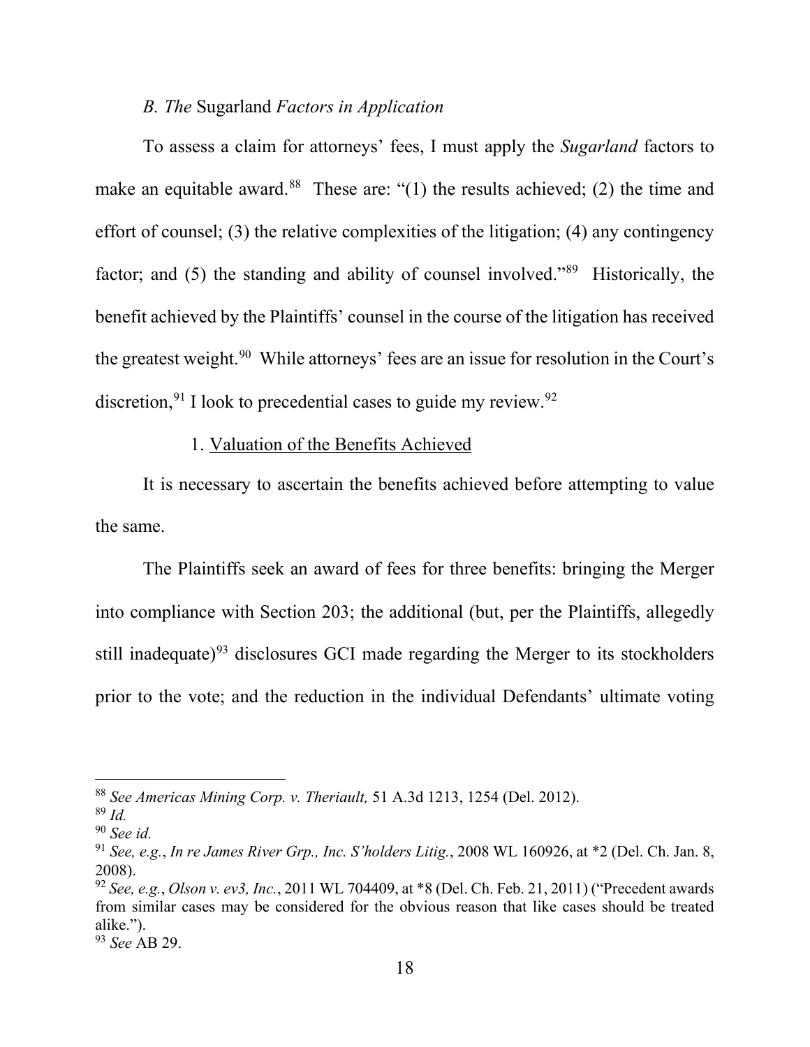### *B. The* Sugarland *Factors in Application*

To assess a claim for attorneys' fees, I must apply the *Sugarland* factors to make an equitable award.[88] These are: "(1) the results achieved; (2) the time and effort of counsel; (3) the relative complexities of the litigation; (4) any contingency factor; and (5) the standing and ability of counsel involved."[89] Historically, the benefit achieved by the Plaintiffs' counsel in the course of the litigation has received the greatest weight.[90] While attorneys' fees are an issue for resolution in the Court's discretion,[91] I look to precedential cases to guide my review.[92]

#### 1. Valuation of the Benefits Achieved

It is necessary to ascertain the benefits achieved before attempting to value the same.

The Plaintiffs seek an award of fees for three benefits: bringing the Merger into compliance with Section 203; the additional (but, per the Plaintiffs, allegedly still inadequate)[93] disclosures GCI made regarding the Merger to its stockholders prior to the vote; and the reduction in the individual Defendants' ultimate voting

---

[88] *See Americas Mining Corp. v. Theriault,* 51 A.3d 1213, 1254 (Del. 2012).

[89] *Id.*

[90] *See id.*

[91] *See, e.g.*, *In re James River Grp., Inc. S'holders Litig.*, 2008 WL 160926, at *2 (Del. Ch. Jan. 8, 2008).

[92] *See, e.g.*, *Olson v. ev3, Inc.*, 2011 WL 704409, at *8 (Del. Ch. Feb. 21, 2011) ("Precedent awards from similar cases may be considered for the obvious reason that like cases should be treated alike.").

[93] *See* AB 29.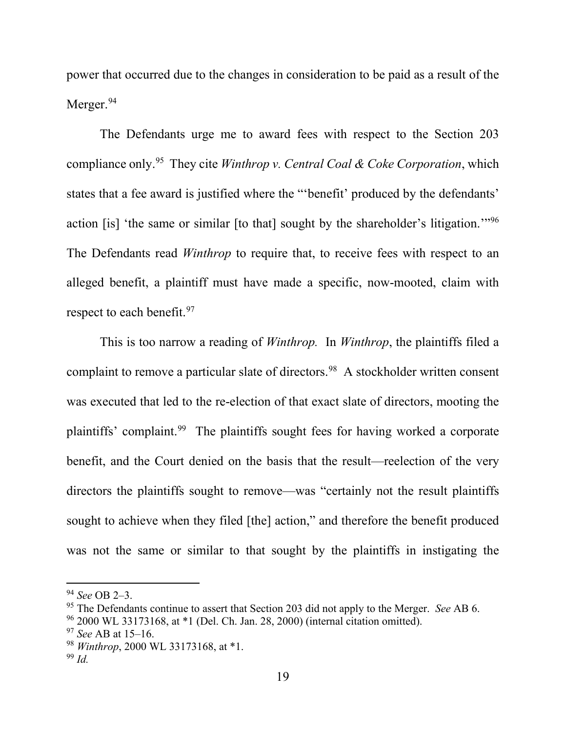power that occurred due to the changes in consideration to be paid as a result of the Merger.[94]

The Defendants urge me to award fees with respect to the Section 203 compliance only.[95] They cite *Winthrop v. Central Coal & Coke Corporation*, which states that a fee award is justified where the "'benefit' produced by the defendants' action [is] 'the same or similar [to that] sought by the shareholder's litigation.'"[96] The Defendants read *Winthrop* to require that, to receive fees with respect to an alleged benefit, a plaintiff must have made a specific, now-mooted, claim with respect to each benefit.[97]

This is too narrow a reading of *Winthrop.* In *Winthrop*, the plaintiffs filed a complaint to remove a particular slate of directors.[98] A stockholder written consent was executed that led to the re-election of that exact slate of directors, mooting the plaintiffs' complaint.[99] The plaintiffs sought fees for having worked a corporate benefit, and the Court denied on the basis that the result—reelection of the very directors the plaintiffs sought to remove—was "certainly not the result plaintiffs sought to achieve when they filed [the] action," and therefore the benefit produced was not the same or similar to that sought by the plaintiffs in instigating the

---

[94] *See* OB 2–3.

[95] The Defendants continue to assert that Section 203 did not apply to the Merger. *See* AB 6.

[96] 2000 WL 33173168, at *1 (Del. Ch. Jan. 28, 2000) (internal citation omitted).

[97] *See* AB at 15–16.

[98] *Winthrop*, 2000 WL 33173168, at *1.

[99] *Id.*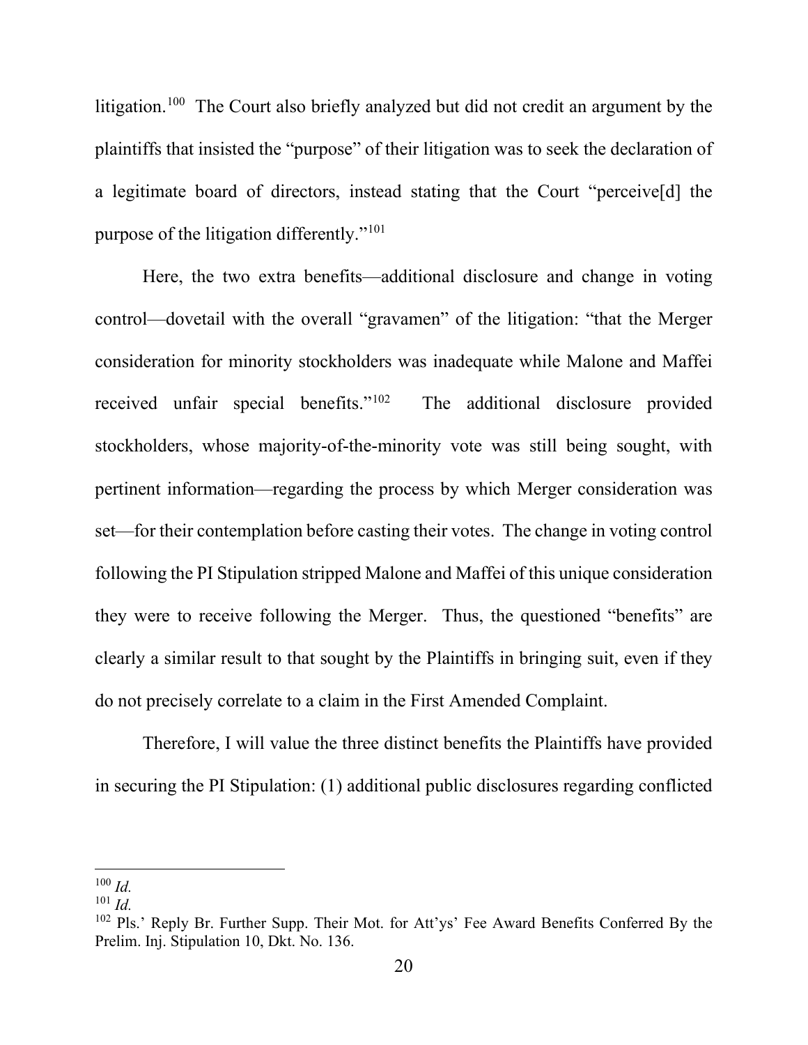litigation.[100] The Court also briefly analyzed but did not credit an argument by the plaintiffs that insisted the "purpose" of their litigation was to seek the declaration of a legitimate board of directors, instead stating that the Court "perceive[d] the purpose of the litigation differently."[101]

Here, the two extra benefits—additional disclosure and change in voting control—dovetail with the overall "gravamen" of the litigation: "that the Merger consideration for minority stockholders was inadequate while Malone and Maffei received unfair special benefits."[102] The additional disclosure provided stockholders, whose majority-of-the-minority vote was still being sought, with pertinent information—regarding the process by which Merger consideration was set—for their contemplation before casting their votes. The change in voting control following the PI Stipulation stripped Malone and Maffei of this unique consideration they were to receive following the Merger. Thus, the questioned "benefits" are clearly a similar result to that sought by the Plaintiffs in bringing suit, even if they do not precisely correlate to a claim in the First Amended Complaint.

Therefore, I will value the three distinct benefits the Plaintiffs have provided in securing the PI Stipulation: (1) additional public disclosures regarding conflicted

---

[100] *Id.*

[101] *Id.*

[102] Pls.' Reply Br. Further Supp. Their Mot. for Att'ys' Fee Award Benefits Conferred By the Prelim. Inj. Stipulation 10, Dkt. No. 136.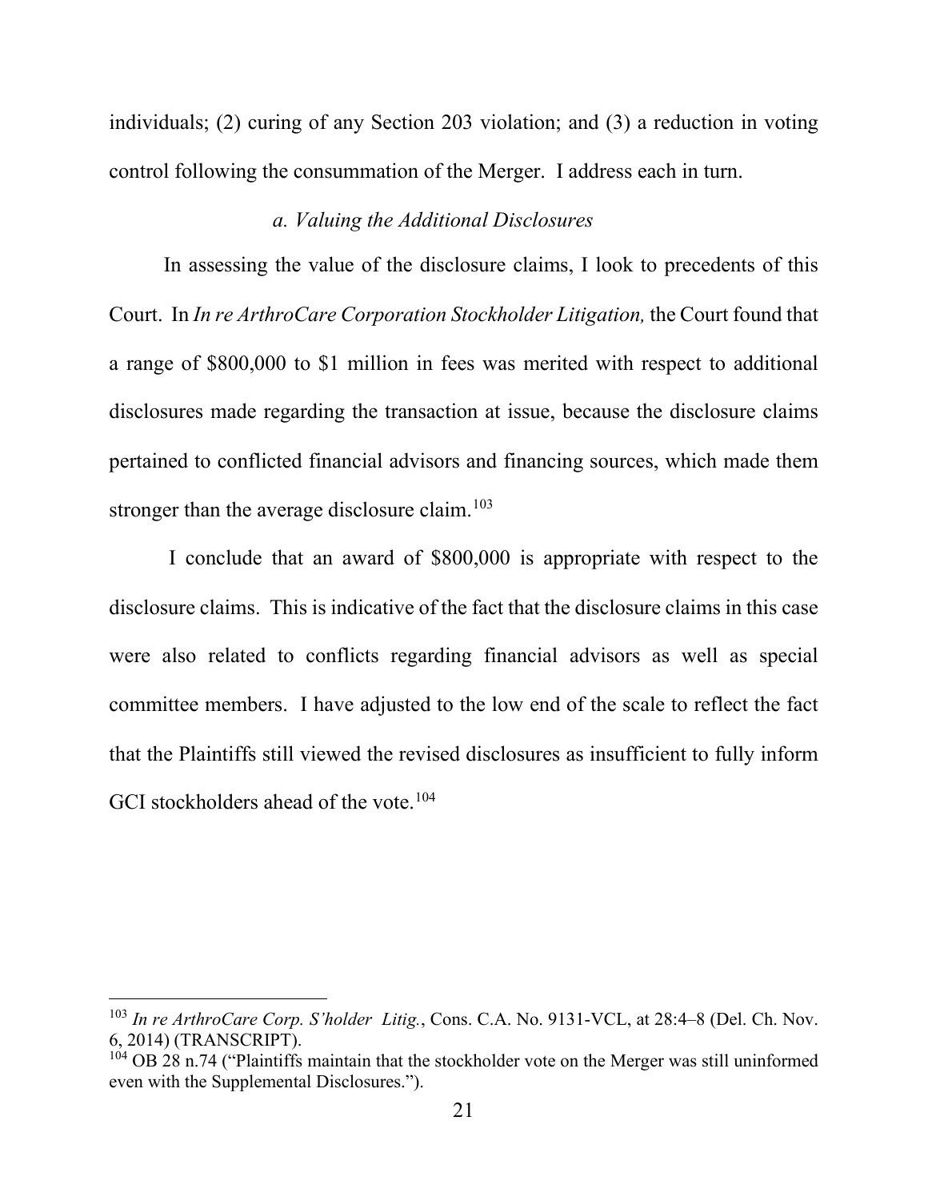individuals; (2) curing of any Section 203 violation; and (3) a reduction in voting control following the consummation of the Merger. I address each in turn.

*a. Valuing the Additional Disclosures*

In assessing the value of the disclosure claims, I look to precedents of this Court. In *In re ArthroCare Corporation Stockholder Litigation,* the Court found that a range of $800,000 to $1 million in fees was merited with respect to additional disclosures made regarding the transaction at issue, because the disclosure claims pertained to conflicted financial advisors and financing sources, which made them stronger than the average disclosure claim.[103]

I conclude that an award of $800,000 is appropriate with respect to the disclosure claims. This is indicative of the fact that the disclosure claims in this case were also related to conflicts regarding financial advisors as well as special committee members. I have adjusted to the low end of the scale to reflect the fact that the Plaintiffs still viewed the revised disclosures as insufficient to fully inform GCI stockholders ahead of the vote.[104]

---

[103] *In re ArthroCare Corp. S'holder Litig.*, Cons. C.A. No. 9131-VCL, at 28:4–8 (Del. Ch. Nov. 6, 2014) (TRANSCRIPT).

[104] OB 28 n.74 ("Plaintiffs maintain that the stockholder vote on the Merger was still uninformed even with the Supplemental Disclosures.").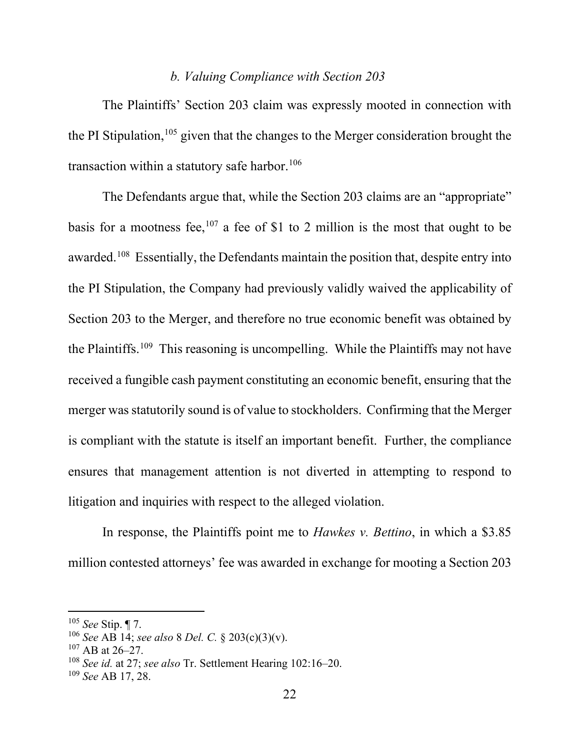### *b. Valuing Compliance with Section 203*

The Plaintiffs' Section 203 claim was expressly mooted in connection with the PI Stipulation,[105] given that the changes to the Merger consideration brought the transaction within a statutory safe harbor.[106]

The Defendants argue that, while the Section 203 claims are an "appropriate" basis for a mootness fee,[107] a fee of \$1 to 2 million is the most that ought to be awarded.[108] Essentially, the Defendants maintain the position that, despite entry into the PI Stipulation, the Company had previously validly waived the applicability of Section 203 to the Merger, and therefore no true economic benefit was obtained by the Plaintiffs.[109] This reasoning is uncompelling. While the Plaintiffs may not have received a fungible cash payment constituting an economic benefit, ensuring that the merger was statutorily sound is of value to stockholders. Confirming that the Merger is compliant with the statute is itself an important benefit. Further, the compliance ensures that management attention is not diverted in attempting to respond to litigation and inquiries with respect to the alleged violation.

In response, the Plaintiffs point me to *Hawkes v. Bettino*, in which a \$3.85 million contested attorneys' fee was awarded in exchange for mooting a Section 203

---

[105] *See* Stip. ¶ 7.

[106] *See* AB 14; *see also* 8 *Del. C.* § 203(c)(3)(v).

[107] AB at 26–27.

[108] *See id.* at 27; *see also* Tr. Settlement Hearing 102:16–20.

[109] *See* AB 17, 28.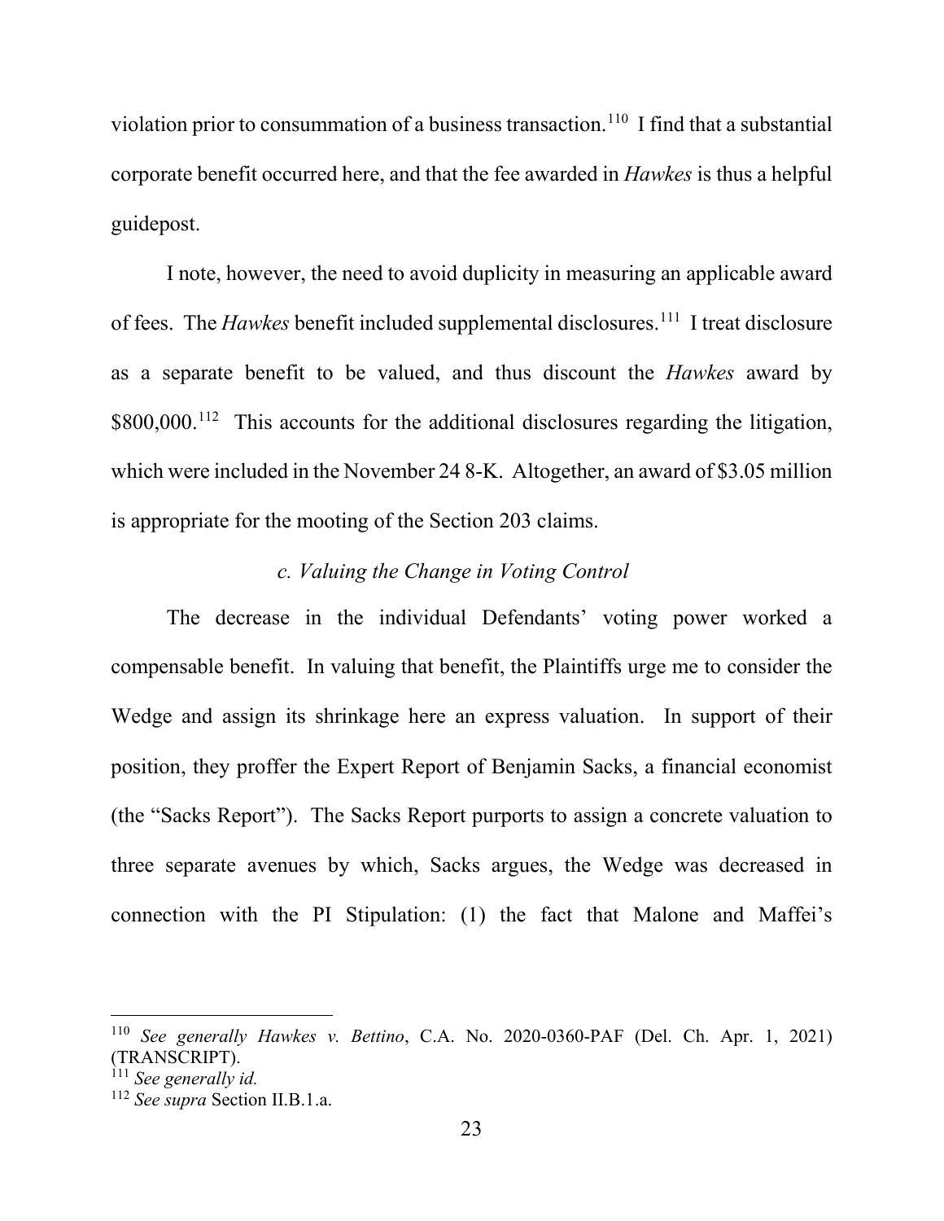violation prior to consummation of a business transaction.[110] I find that a substantial corporate benefit occurred here, and that the fee awarded in *Hawkes* is thus a helpful guidepost.

I note, however, the need to avoid duplicity in measuring an applicable award of fees. The *Hawkes* benefit included supplemental disclosures.[111] I treat disclosure as a separate benefit to be valued, and thus discount the *Hawkes* award by $800,000.[112] This accounts for the additional disclosures regarding the litigation, which were included in the November 24 8-K. Altogether, an award of $3.05 million is appropriate for the mooting of the Section 203 claims.

*c. Valuing the Change in Voting Control*

The decrease in the individual Defendants' voting power worked a compensable benefit. In valuing that benefit, the Plaintiffs urge me to consider the Wedge and assign its shrinkage here an express valuation. In support of their position, they proffer the Expert Report of Benjamin Sacks, a financial economist (the "Sacks Report"). The Sacks Report purports to assign a concrete valuation to three separate avenues by which, Sacks argues, the Wedge was decreased in connection with the PI Stipulation: (1) the fact that Malone and Maffei's

---

[110] *See generally Hawkes v. Bettino*, C.A. No. 2020-0360-PAF (Del. Ch. Apr. 1, 2021) (TRANSCRIPT).

[111] *See generally id.*

[112] *See supra* Section II.B.1.a.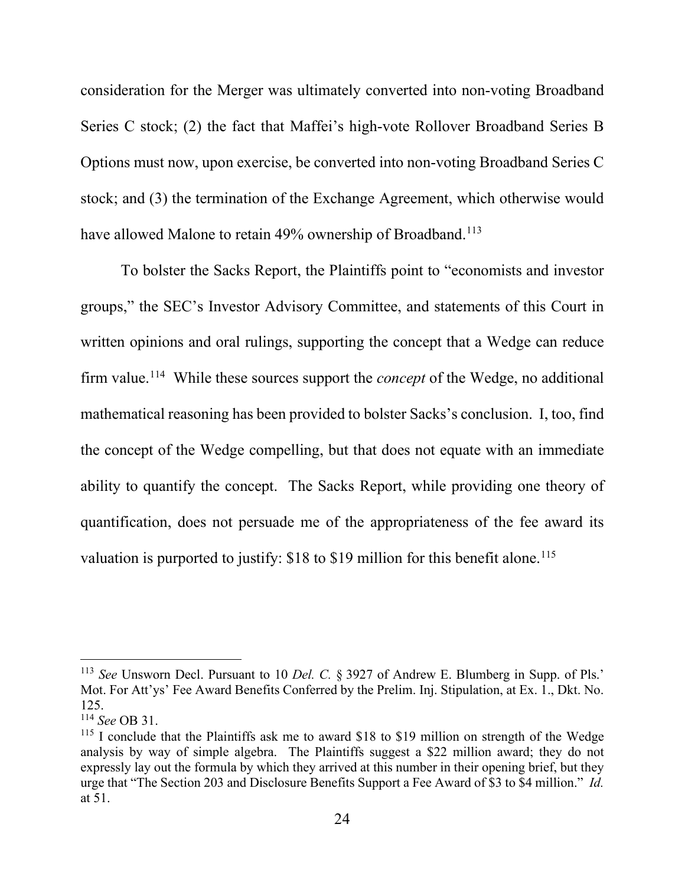consideration for the Merger was ultimately converted into non-voting Broadband Series C stock; (2) the fact that Maffei's high-vote Rollover Broadband Series B Options must now, upon exercise, be converted into non-voting Broadband Series C stock; and (3) the termination of the Exchange Agreement, which otherwise would have allowed Malone to retain 49% ownership of Broadband.[113]

To bolster the Sacks Report, the Plaintiffs point to "economists and investor groups," the SEC's Investor Advisory Committee, and statements of this Court in written opinions and oral rulings, supporting the concept that a Wedge can reduce firm value.[114] While these sources support the *concept* of the Wedge, no additional mathematical reasoning has been provided to bolster Sacks's conclusion. I, too, find the concept of the Wedge compelling, but that does not equate with an immediate ability to quantify the concept. The Sacks Report, while providing one theory of quantification, does not persuade me of the appropriateness of the fee award its valuation is purported to justify: $18 to $19 million for this benefit alone.[115]

---

[113] *See* Unsworn Decl. Pursuant to 10 *Del. C.* § 3927 of Andrew E. Blumberg in Supp. of Pls.' Mot. For Att'ys' Fee Award Benefits Conferred by the Prelim. Inj. Stipulation, at Ex. 1., Dkt. No. 125.

[114] *See* OB 31.

[115] I conclude that the Plaintiffs ask me to award $18 to $19 million on strength of the Wedge analysis by way of simple algebra. The Plaintiffs suggest a $22 million award; they do not expressly lay out the formula by which they arrived at this number in their opening brief, but they urge that "The Section 203 and Disclosure Benefits Support a Fee Award of $3 to $4 million." *Id.* at 51.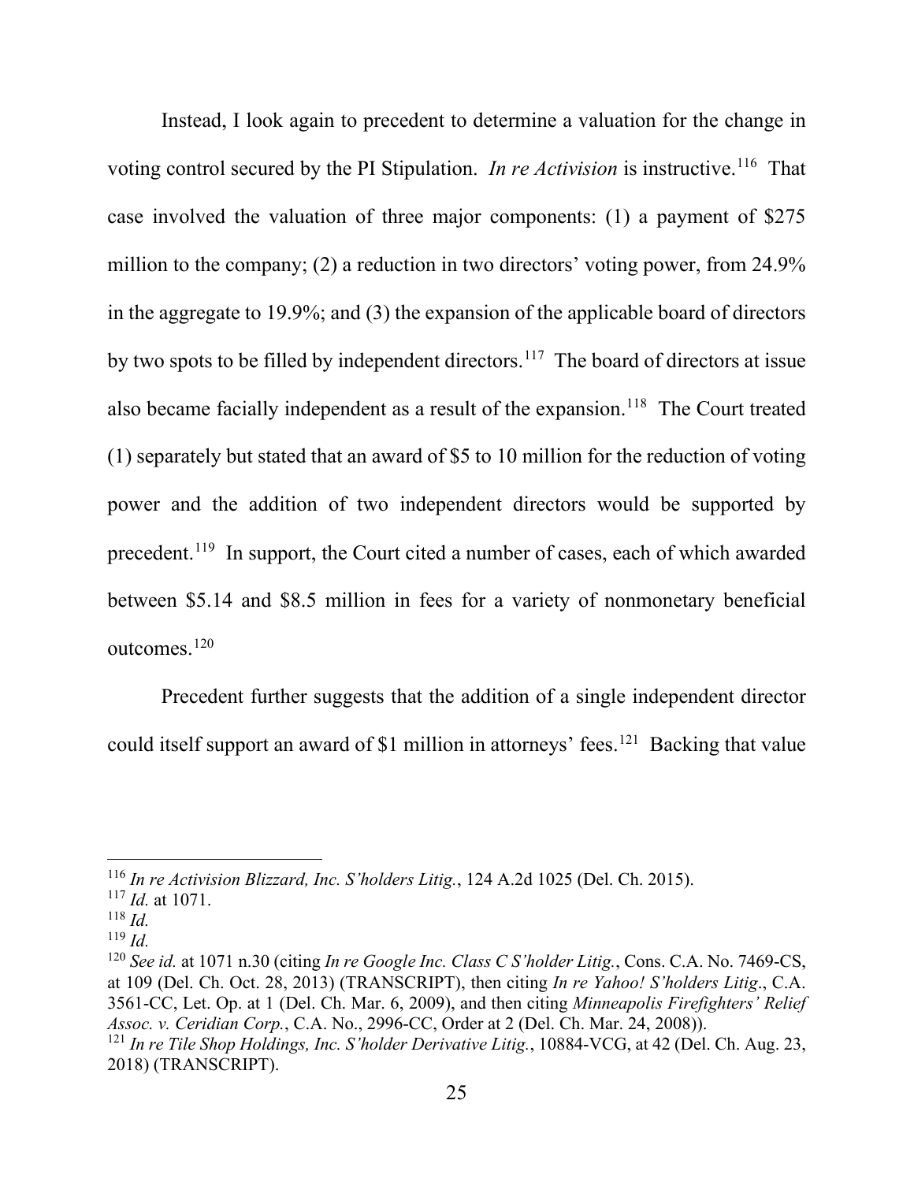Instead, I look again to precedent to determine a valuation for the change in voting control secured by the PI Stipulation. *In re Activision* is instructive.[116] That case involved the valuation of three major components: (1) a payment of $275 million to the company; (2) a reduction in two directors' voting power, from 24.9% in the aggregate to 19.9%; and (3) the expansion of the applicable board of directors by two spots to be filled by independent directors.[117] The board of directors at issue also became facially independent as a result of the expansion.[118] The Court treated (1) separately but stated that an award of $5 to 10 million for the reduction of voting power and the addition of two independent directors would be supported by precedent.[119] In support, the Court cited a number of cases, each of which awarded between $5.14 and $8.5 million in fees for a variety of nonmonetary beneficial outcomes.[120]

Precedent further suggests that the addition of a single independent director could itself support an award of $1 million in attorneys' fees.[121] Backing that value

---

[116] *In re Activision Blizzard, Inc. S'holders Litig.*, 124 A.2d 1025 (Del. Ch. 2015).

[117] *Id.* at 1071.

[118] *Id.*

[119] *Id.*

[120] *See id.* at 1071 n.30 (citing *In re Google Inc. Class C S'holder Litig.*, Cons. C.A. No. 7469-CS, at 109 (Del. Ch. Oct. 28, 2013) (TRANSCRIPT), then citing *In re Yahoo! S'holders Litig*., C.A. 3561-CC, Let. Op. at 1 (Del. Ch. Mar. 6, 2009), and then citing *Minneapolis Firefighters' Relief Assoc. v. Ceridian Corp.*, C.A. No., 2996-CC, Order at 2 (Del. Ch. Mar. 24, 2008)).

[121] *In re Tile Shop Holdings, Inc. S'holder Derivative Litig.*, 10884-VCG, at 42 (Del. Ch. Aug. 23, 2018) (TRANSCRIPT).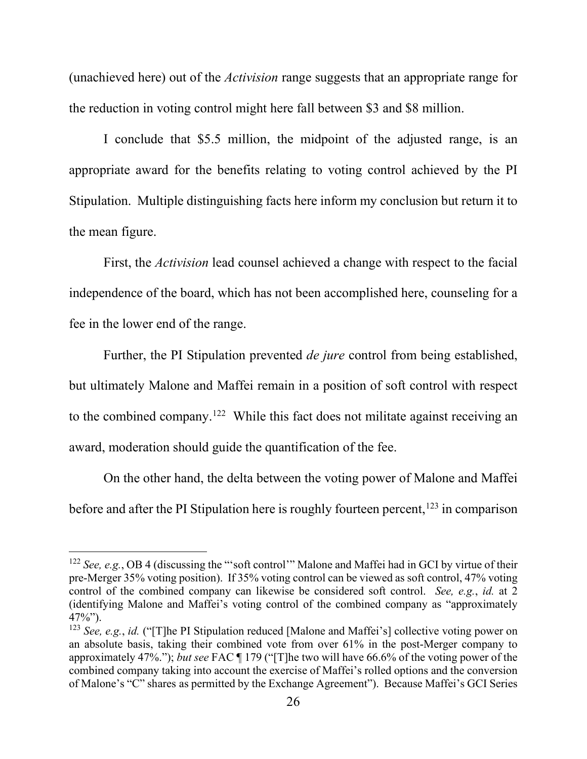(unachieved here) out of the *Activision* range suggests that an appropriate range for the reduction in voting control might here fall between $3 and $8 million.

I conclude that $5.5 million, the midpoint of the adjusted range, is an appropriate award for the benefits relating to voting control achieved by the PI Stipulation. Multiple distinguishing facts here inform my conclusion but return it to the mean figure.

First, the *Activision* lead counsel achieved a change with respect to the facial independence of the board, which has not been accomplished here, counseling for a fee in the lower end of the range.

Further, the PI Stipulation prevented *de jure* control from being established, but ultimately Malone and Maffei remain in a position of soft control with respect to the combined company.[122] While this fact does not militate against receiving an award, moderation should guide the quantification of the fee.

On the other hand, the delta between the voting power of Malone and Maffei before and after the PI Stipulation here is roughly fourteen percent,[123] in comparison

---

[122] *See, e.g.*, OB 4 (discussing the "'soft control'" Malone and Maffei had in GCI by virtue of their pre-Merger 35% voting position). If 35% voting control can be viewed as soft control, 47% voting control of the combined company can likewise be considered soft control. *See, e.g.*, *id.* at 2 (identifying Malone and Maffei's voting control of the combined company as "approximately 47%").

[123] *See, e.g.*, *id.* ("[T]he PI Stipulation reduced [Malone and Maffei's] collective voting power on an absolute basis, taking their combined vote from over 61% in the post-Merger company to approximately 47%."); *but see* FAC ¶ 179 ("[T]he two will have 66.6% of the voting power of the combined company taking into account the exercise of Maffei's rolled options and the conversion of Malone's "C" shares as permitted by the Exchange Agreement"). Because Maffei's GCI Series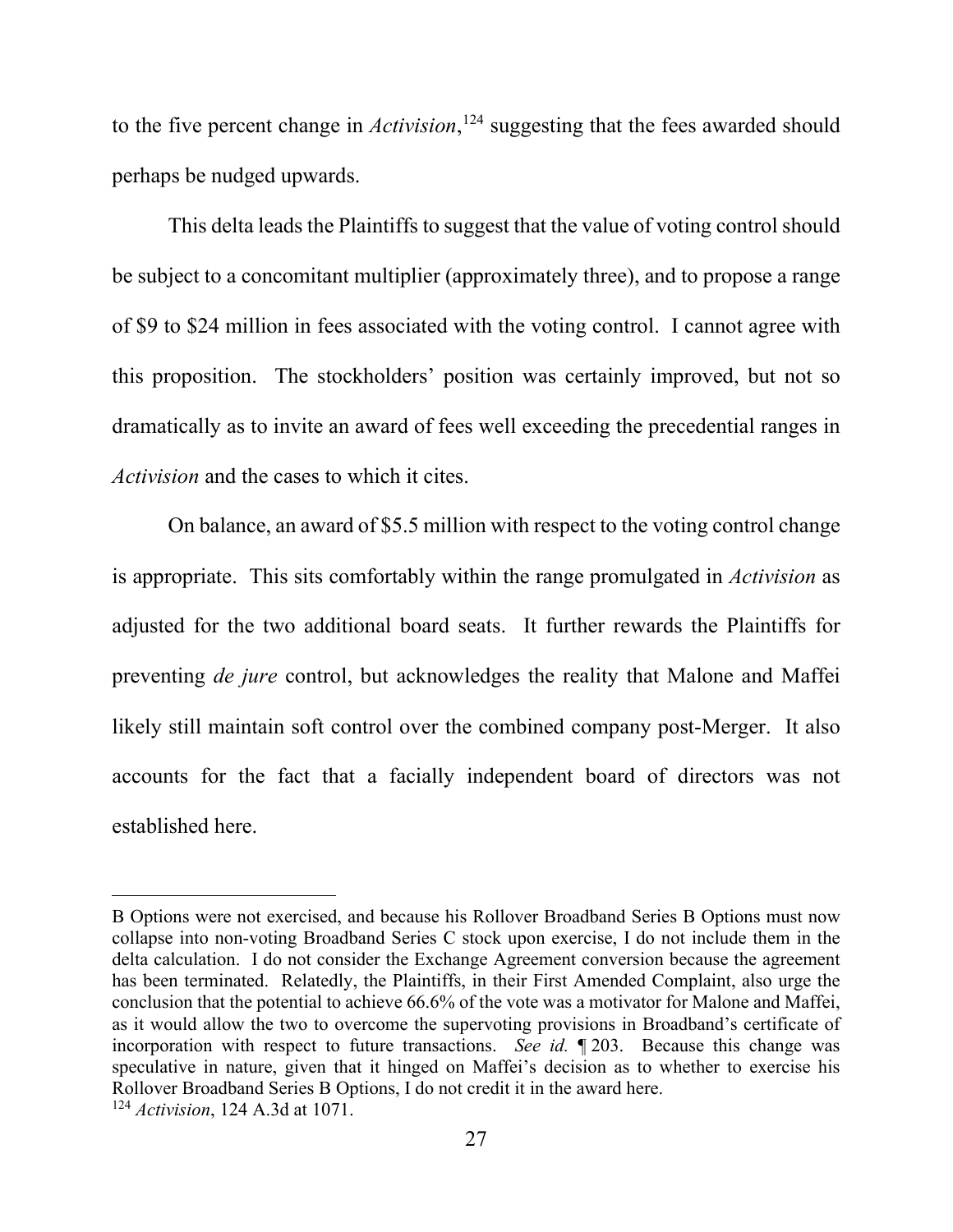to the five percent change in *Activision*,[124] suggesting that the fees awarded should perhaps be nudged upwards.

This delta leads the Plaintiffs to suggest that the value of voting control should be subject to a concomitant multiplier (approximately three), and to propose a range of $9 to $24 million in fees associated with the voting control. I cannot agree with this proposition. The stockholders' position was certainly improved, but not so dramatically as to invite an award of fees well exceeding the precedential ranges in *Activision* and the cases to which it cites.

On balance, an award of $5.5 million with respect to the voting control change is appropriate. This sits comfortably within the range promulgated in *Activision* as adjusted for the two additional board seats. It further rewards the Plaintiffs for preventing *de jure* control, but acknowledges the reality that Malone and Maffei likely still maintain soft control over the combined company post-Merger. It also accounts for the fact that a facially independent board of directors was not established here.

---

B Options were not exercised, and because his Rollover Broadband Series B Options must now collapse into non-voting Broadband Series C stock upon exercise, I do not include them in the delta calculation. I do not consider the Exchange Agreement conversion because the agreement has been terminated. Relatedly, the Plaintiffs, in their First Amended Complaint, also urge the conclusion that the potential to achieve 66.6% of the vote was a motivator for Malone and Maffei, as it would allow the two to overcome the supervoting provisions in Broadband's certificate of incorporation with respect to future transactions. *See id.* ¶ 203. Because this change was speculative in nature, given that it hinged on Maffei's decision as to whether to exercise his Rollover Broadband Series B Options, I do not credit it in the award here.

[124] *Activision*, 124 A.3d at 1071.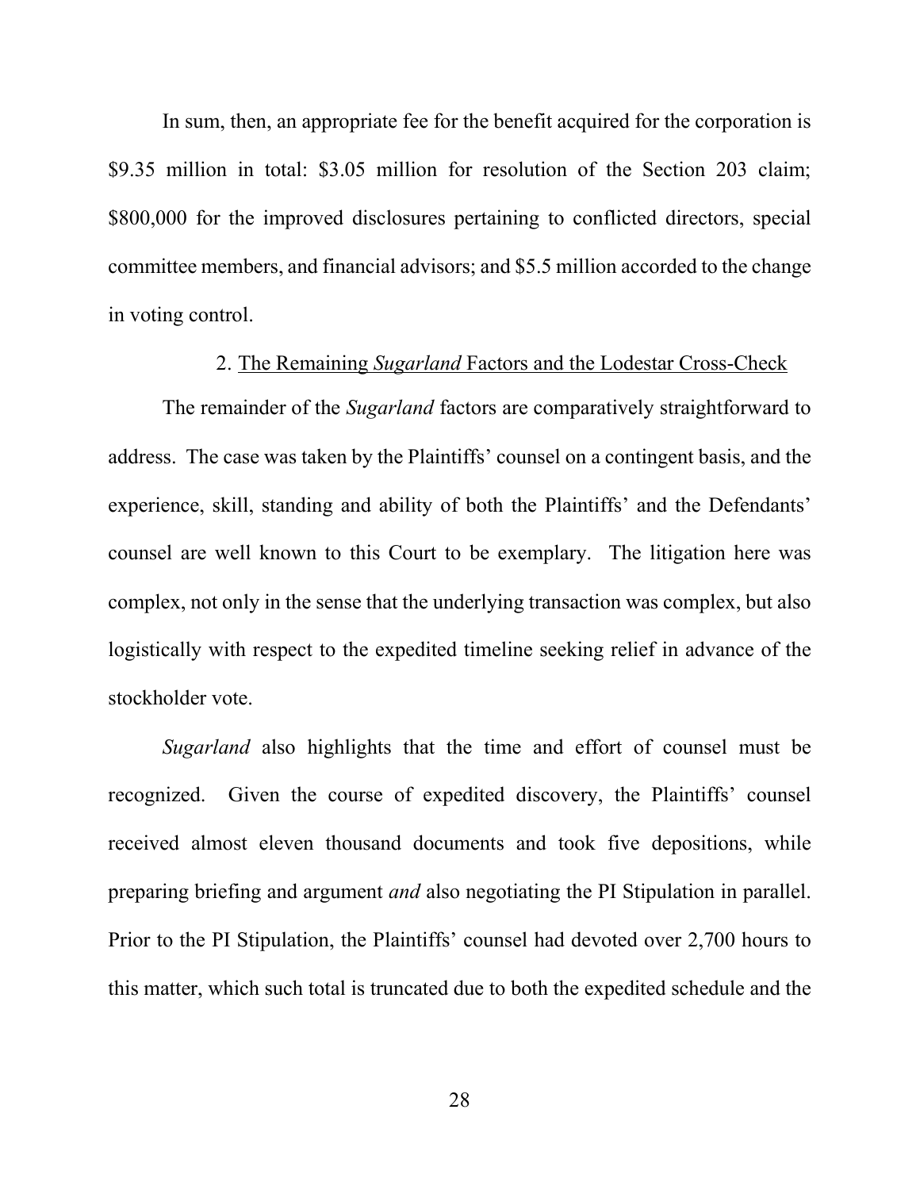In sum, then, an appropriate fee for the benefit acquired for the corporation is $9.35 million in total: $3.05 million for resolution of the Section 203 claim; $800,000 for the improved disclosures pertaining to conflicted directors, special committee members, and financial advisors; and $5.5 million accorded to the change in voting control.

2. <u>The Remaining *Sugarland* Factors and the Lodestar Cross-Check</u>

The remainder of the *Sugarland* factors are comparatively straightforward to address. The case was taken by the Plaintiffs' counsel on a contingent basis, and the experience, skill, standing and ability of both the Plaintiffs' and the Defendants' counsel are well known to this Court to be exemplary. The litigation here was complex, not only in the sense that the underlying transaction was complex, but also logistically with respect to the expedited timeline seeking relief in advance of the stockholder vote.

*Sugarland* also highlights that the time and effort of counsel must be recognized. Given the course of expedited discovery, the Plaintiffs' counsel received almost eleven thousand documents and took five depositions, while preparing briefing and argument *and* also negotiating the PI Stipulation in parallel. Prior to the PI Stipulation, the Plaintiffs' counsel had devoted over 2,700 hours to this matter, which such total is truncated due to both the expedited schedule and the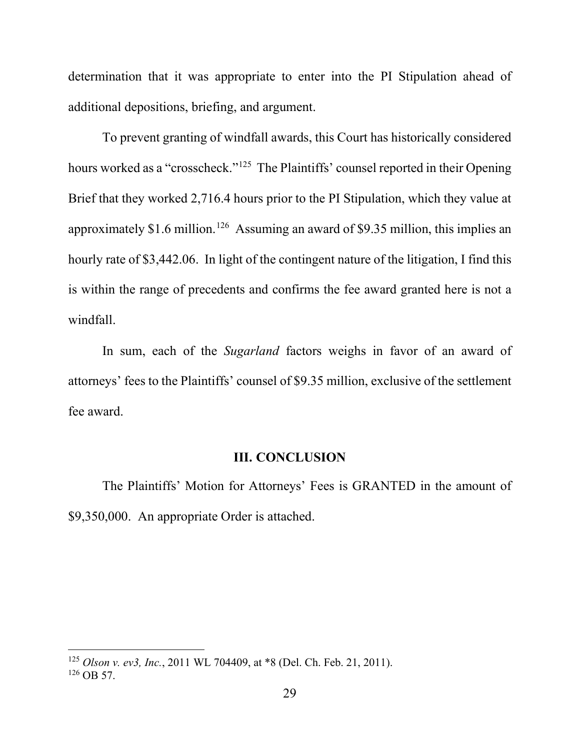determination that it was appropriate to enter into the PI Stipulation ahead of additional depositions, briefing, and argument.

To prevent granting of windfall awards, this Court has historically considered hours worked as a "crosscheck."[125] The Plaintiffs' counsel reported in their Opening Brief that they worked 2,716.4 hours prior to the PI Stipulation, which they value at approximately $1.6 million.[126] Assuming an award of $9.35 million, this implies an hourly rate of $3,442.06. In light of the contingent nature of the litigation, I find this is within the range of precedents and confirms the fee award granted here is not a windfall.

In sum, each of the *Sugarland* factors weighs in favor of an award of attorneys' fees to the Plaintiffs' counsel of $9.35 million, exclusive of the settlement fee award.

## III. CONCLUSION

The Plaintiffs' Motion for Attorneys' Fees is GRANTED in the amount of $9,350,000. An appropriate Order is attached.

---

[125] *Olson v. ev3, Inc.*, 2011 WL 704409, at *8 (Del. Ch. Feb. 21, 2011).

[126] OB 57.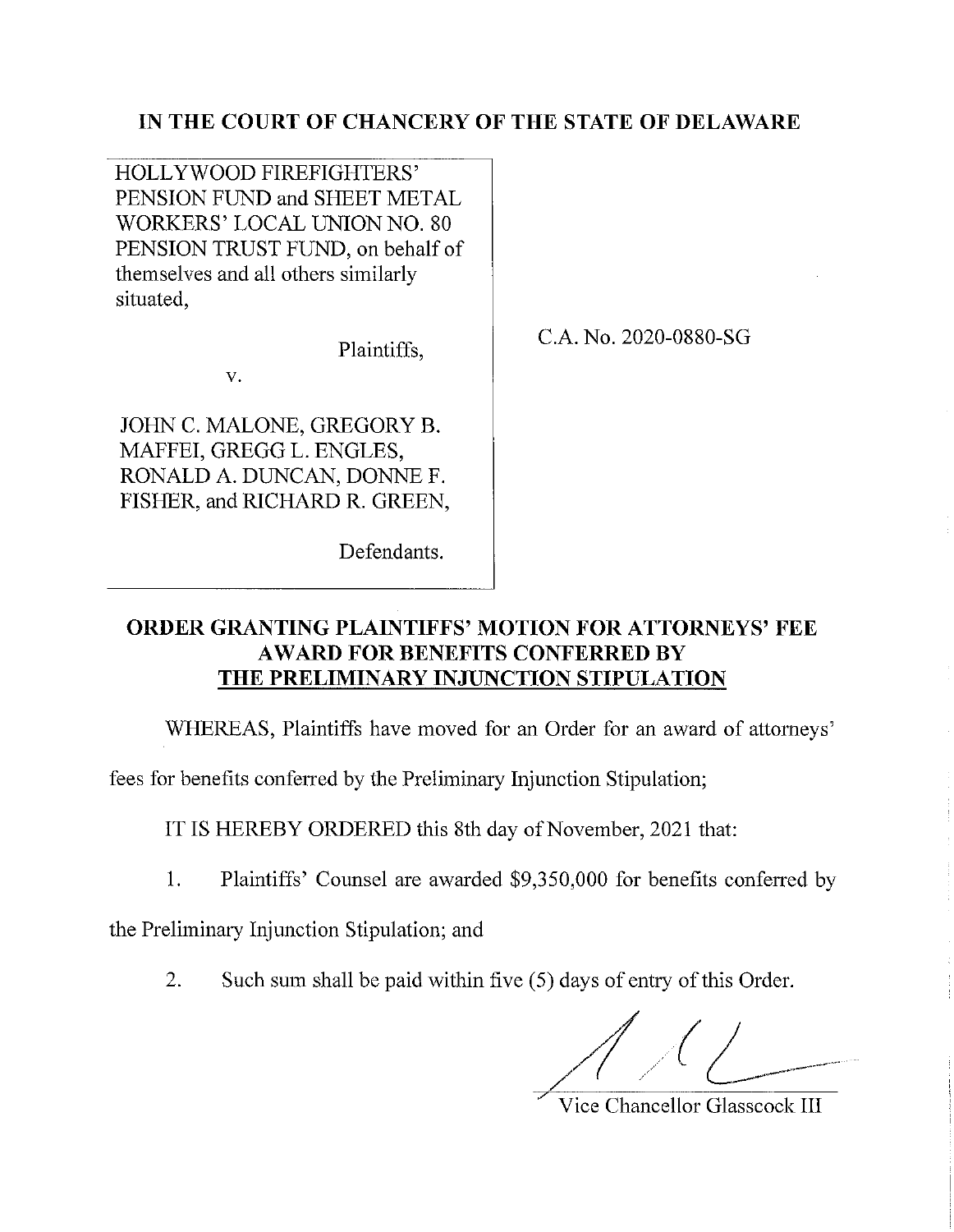**IN THE COURT OF CHANCERY OF THE STATE OF DELAWARE**

| | |
|---|---|
| HOLLYWOOD FIREFIGHTERS' PENSION FUND and SHEET METAL WORKERS' LOCAL UNION NO. 80 PENSION TRUST FUND, on behalf of themselves and all others similarly situated,<br><br>Plaintiffs,<br><br>v.<br><br>JOHN C. MALONE, GREGORY B. MAFFEI, GREGG L. ENGLES, RONALD A. DUNCAN, DONNE F. FISHER, and RICHARD R. GREEN,<br><br>Defendants. | C.A. No. 2020-0880-SG |

## ORDER GRANTING PLAINTIFFS' MOTION FOR ATTORNEYS' FEE AWARD FOR BENEFITS CONFERRED BY THE PRELIMINARY INJUNCTION STIPULATION

WHEREAS, Plaintiffs have moved for an Order for an award of attorneys' fees for benefits conferred by the Preliminary Injunction Stipulation;

IT IS HEREBY ORDERED this 8th day of November, 2021 that:

1. Plaintiffs' Counsel are awarded $9,350,000 for benefits conferred by the Preliminary Injunction Stipulation; and

2. Such sum shall be paid within five (5) days of entry of this Order.

Vice Chancellor Glasscock III